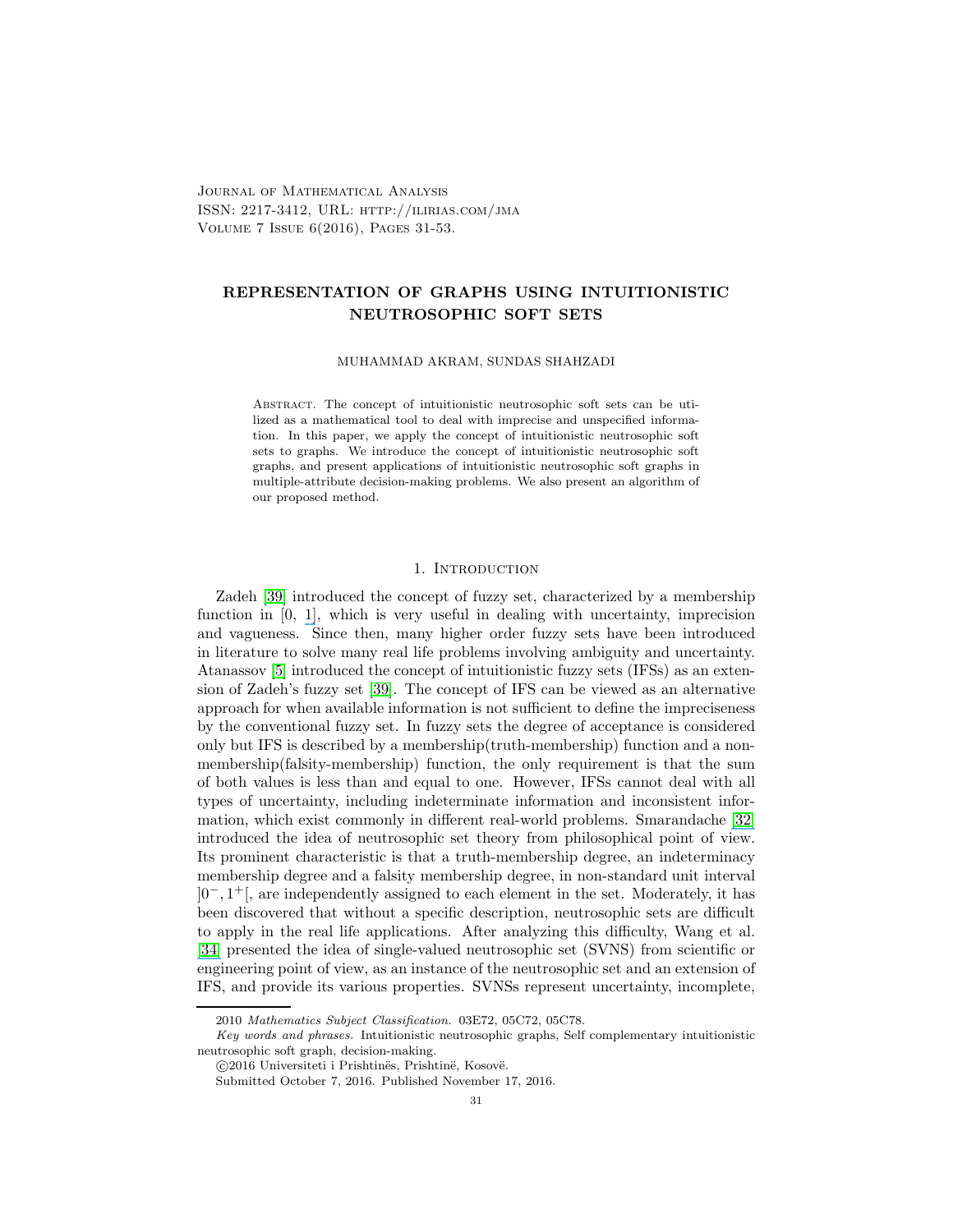Journal of Mathematical Analysis
ISSN: 2217-3412, URL: http://ilirias.com/jma
Volume 7 Issue 6(2016), Pages 31-53.

# REPRESENTATION OF GRAPHS USING INTUITIONISTIC NEUTROSOPHIC SOFT SETS

MUHAMMAD AKRAM, SUNDAS SHAHZADI

Abstract. The concept of intuitionistic neutrosophic soft sets can be utilized as a mathematical tool to deal with imprecise and unspecified information. In this paper, we apply the concept of intuitionistic neutrosophic soft sets to graphs. We introduce the concept of intuitionistic neutrosophic soft graphs, and present applications of intuitionistic neutrosophic soft graphs in multiple-attribute decision-making problems. We also present an algorithm of our proposed method.

## 1. Introduction

Zadeh [39] introduced the concept of fuzzy set, characterized by a membership function in [0, 1], which is very useful in dealing with uncertainty, imprecision and vagueness. Since then, many higher order fuzzy sets have been introduced in literature to solve many real life problems involving ambiguity and uncertainty. Atanassov [5] introduced the concept of intuitionistic fuzzy sets (IFSs) as an extension of Zadeh's fuzzy set [39]. The concept of IFS can be viewed as an alternative approach for when available information is not sufficient to define the impreciseness by the conventional fuzzy set. In fuzzy sets the degree of acceptance is considered only but IFS is described by a membership(truth-membership) function and a non-membership(falsity-membership) function, the only requirement is that the sum of both values is less than and equal to one. However, IFSs cannot deal with all types of uncertainty, including indeterminate information and inconsistent information, which exist commonly in different real-world problems. Smarandache [32] introduced the idea of neutrosophic set theory from philosophical point of view. Its prominent characteristic is that a truth-membership degree, an indeterminacy membership degree and a falsity membership degree, in non-standard unit interval $]0^-, 1^+[$, are independently assigned to each element in the set. Moderately, it has been discovered that without a specific description, neutrosophic sets are difficult to apply in the real life applications. After analyzing this difficulty, Wang et al. [34] presented the idea of single-valued neutrosophic set (SVNS) from scientific or engineering point of view, as an instance of the neutrosophic set and an extension of IFS, and provide its various properties. SVNSs represent uncertainty, incomplete,

2010 *Mathematics Subject Classification.* 03E72, 05C72, 05C78.

*Key words and phrases.* Intuitionistic neutrosophic graphs, Self complementary intuitionistic neutrosophic soft graph, decision-making.

©2016 Universiteti i Prishtinës, Prishtinë, Kosovë.

Submitted October 7, 2016. Published November 17, 2016.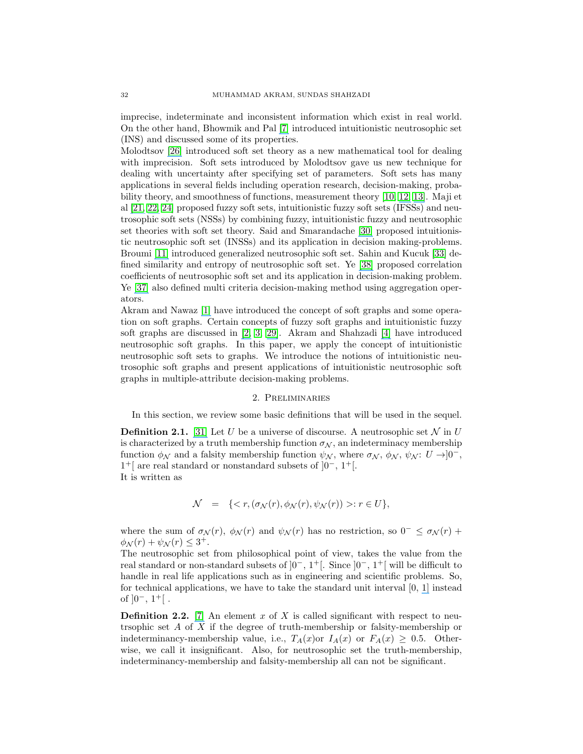imprecise, indeterminate and inconsistent information which exist in real world. On the other hand, Bhowmik and Pal [7] introduced intuitionistic neutrosophic set (INS) and discussed some of its properties.

Molodtsov [26] introduced soft set theory as a new mathematical tool for dealing with imprecision. Soft sets introduced by Molodtsov gave us new technique for dealing with uncertainty after specifying set of parameters. Soft sets has many applications in several fields including operation research, decision-making, probability theory, and smoothness of functions, measurement theory [10, 12, 13]. Maji et al [21, 22, 24] proposed fuzzy soft sets, intuitionistic fuzzy soft sets (IFSSs) and neutrosophic soft sets (NSSs) by combining fuzzy, intuitionistic fuzzy and neutrosophic set theories with soft set theory. Said and Smarandache [30] proposed intuitionistic neutrosophic soft set (INSSs) and its application in decision making-problems. Broumi [11] introduced generalized neutrosophic soft set. Sahin and Kucuk [33] defined similarity and entropy of neutrosophic soft set. Ye [38] proposed correlation coefficients of neutrosophic soft set and its application in decision-making problem. Ye [37] also defined multi criteria decision-making method using aggregation operators.

Akram and Nawaz [1] have introduced the concept of soft graphs and some operation on soft graphs. Certain concepts of fuzzy soft graphs and intuitionistic fuzzy soft graphs are discussed in [2, 3, 29]. Akram and Shahzadi [4] have introduced neutrosophic soft graphs. In this paper, we apply the concept of intuitionistic neutrosophic soft sets to graphs. We introduce the notions of intuitionistic neutrosophic soft graphs and present applications of intuitionistic neutrosophic soft graphs in multiple-attribute decision-making problems.

## 2. Preliminaries

In this section, we review some basic definitions that will be used in the sequel.

**Definition 2.1.** [31] Let $U$ be a universe of discourse. A neutrosophic set $\mathcal{N}$ in $U$ is characterized by a truth membership function $\sigma_{\mathcal{N}}$, an indeterminacy membership function $\phi_{\mathcal{N}}$ and a falsity membership function $\psi_{\mathcal{N}}$, where $\sigma_{\mathcal{N}}$, $\phi_{\mathcal{N}}$, $\psi_{\mathcal{N}}$: $U \rightarrow ]0^-, 1^+[$ are real standard or nonstandard subsets of $]0^-, 1^+[$.
It is written as

$$\mathcal{N} \quad = \quad \{< r, (\sigma_{\mathcal{N}}(r), \phi_{\mathcal{N}}(r), \psi_{\mathcal{N}}(r)) >: r \in U\},$$

where the sum of $\sigma_{\mathcal{N}}(r)$, $\phi_{\mathcal{N}}(r)$ and $\psi_{\mathcal{N}}(r)$ has no restriction, so $0^- \leq \sigma_{\mathcal{N}}(r) + \phi_{\mathcal{N}}(r) + \psi_{\mathcal{N}}(r) \leq 3^+$.

The neutrosophic set from philosophical point of view, takes the value from the real standard or non-standard subsets of $]0^-, 1^+[$. Since $]0^-, 1^+[$ will be difficult to handle in real life applications such as in engineering and scientific problems. So, for technical applications, we have to take the standard unit interval [0, 1] instead of $]0^-, 1^+[$ .

**Definition 2.2.** [7] An element $x$ of $X$ is called significant with respect to neutrsophic set $A$ of $X$ if the degree of truth-membership or falsity-membership or indeterminancy-membership value, i.e., $T_A(x)$or $I_A(x)$ or $F_A(x) \geq 0.5$. Otherwise, we call it insignificant. Also, for neutrosophic set the truth-membership, indeterminancy-membership and falsity-membership all can not be significant.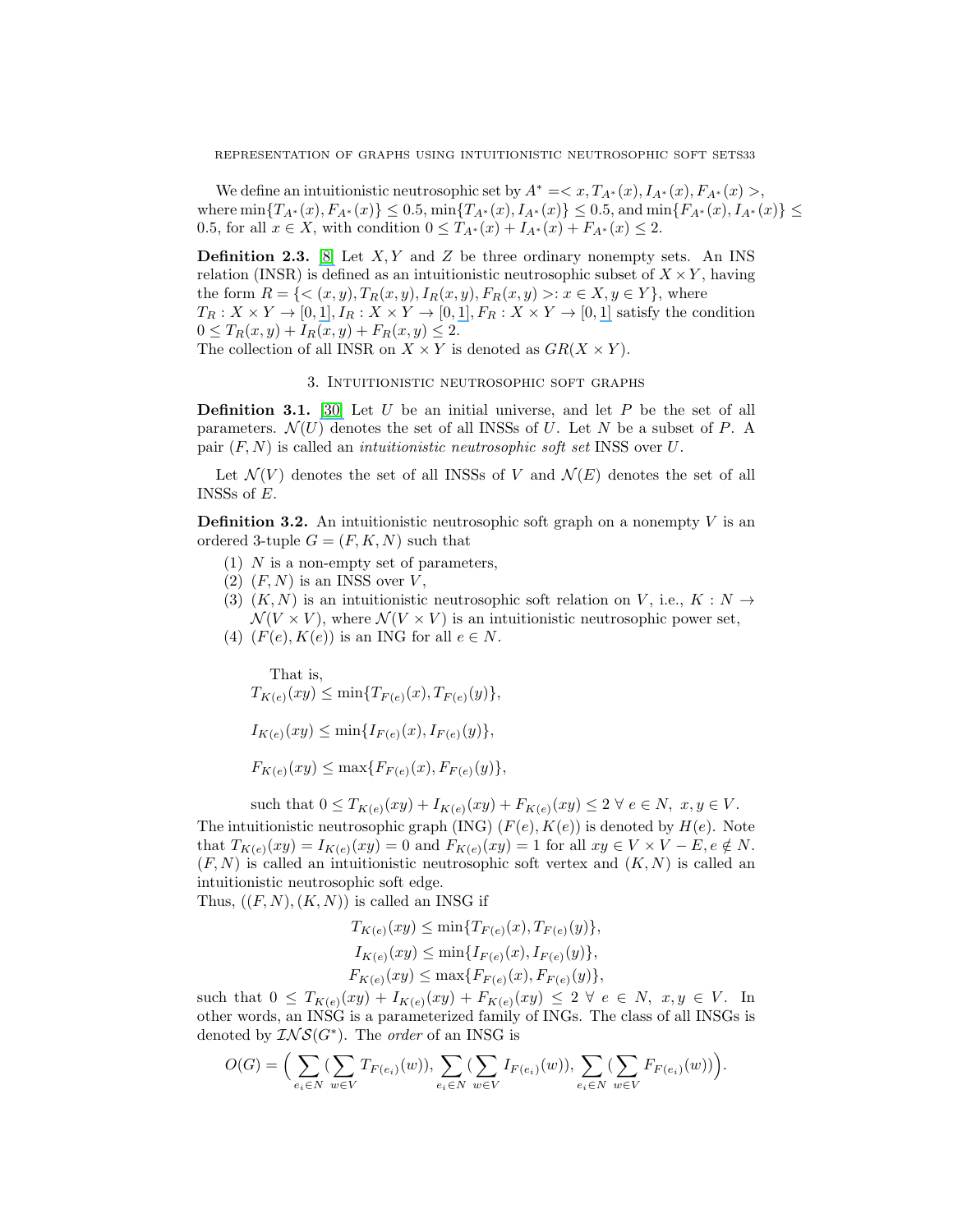We define an intuitionistic neutrosophic set by $A^* =< x, T_{A^*}(x), I_{A^*}(x), F_{A^*}(x) >$, where $\min\{T_{A^*}(x), F_{A^*}(x)\} \leq 0.5$, $\min\{T_{A^*}(x), I_{A^*}(x)\} \leq 0.5$, and $\min\{F_{A^*}(x), I_{A^*}(x)\} \leq 0.5$, for all $x \in X$, with condition $0 \leq T_{A^*}(x) + I_{A^*}(x) + F_{A^*}(x) \leq 2$.

**Definition 2.3.** [8] Let $X, Y$ and $Z$ be three ordinary nonempty sets. An INS relation (INSR) is defined as an intuitionistic neutrosophic subset of $X \times Y$, having the form $R = \{< (x, y), T_R(x, y), I_R(x, y), F_R(x, y) >: x \in X, y \in Y\}$, where $T_R : X \times Y \to [0, 1]$, $I_R : X \times Y \to [0, 1]$, $F_R : X \times Y \to [0, 1]$ satisfy the condition $0 \leq T_R(x, y) + I_R(x, y) + F_R(x, y) \leq 2$.
The collection of all INSR on $X \times Y$ is denoted as $GR(X \times Y)$.

## 3. Intuitionistic neutrosophic soft graphs

**Definition 3.1.** [30] Let $U$ be an initial universe, and let $P$ be the set of all parameters. $\mathcal{N}(U)$ denotes the set of all INSSs of $U$. Let $N$ be a subset of $P$. A pair $(F, N)$ is called an *intuitionistic neutrosophic soft set* INSS over $U$.

Let $\mathcal{N}(V)$ denotes the set of all INSSs of $V$ and $\mathcal{N}(E)$ denotes the set of all INSSs of $E$.

**Definition 3.2.** An intuitionistic neutrosophic soft graph on a nonempty $V$ is an ordered 3-tuple $G = (F, K, N)$ such that

1. $N$ is a non-empty set of parameters,
2. $(F, N)$ is an INSS over $V$,
3. $(K, N)$ is an intuitionistic neutrosophic soft relation on $V$, i.e., $K : N \to \mathcal{N}(V \times V)$, where $\mathcal{N}(V \times V)$ is an intuitionistic neutrosophic power set,
4. $(F(e), K(e))$ is an ING for all $e \in N$.

That is,

$$T_{K(e)}(xy) \leq \min\{T_{F(e)}(x), T_{F(e)}(y)\},$$

$$I_{K(e)}(xy) \leq \min\{I_{F(e)}(x), I_{F(e)}(y)\},$$

$$F_{K(e)}(xy) \leq \max\{F_{F(e)}(x), F_{F(e)}(y)\},$$

such that $0 \leq T_{K(e)}(xy) + I_{K(e)}(xy) + F_{K(e)}(xy) \leq 2 \ \forall \ e \in N, \ x, y \in V$.

The intuitionistic neutrosophic graph (ING) $(F(e), K(e))$ is denoted by $H(e)$. Note that $T_{K(e)}(xy) = I_{K(e)}(xy) = 0$ and $F_{K(e)}(xy) = 1$ for all $xy \in V \times V - E, e \notin N$. $(F, N)$ is called an intuitionistic neutrosophic soft vertex and $(K, N)$ is called an intuitionistic neutrosophic soft edge.
Thus, $((F, N), (K, N))$ is called an INSG if

$$T_{K(e)}(xy) \leq \min\{T_{F(e)}(x), T_{F(e)}(y)\},$$
$$I_{K(e)}(xy) \leq \min\{I_{F(e)}(x), I_{F(e)}(y)\},$$
$$F_{K(e)}(xy) \leq \max\{F_{F(e)}(x), F_{F(e)}(y)\},$$

such that $0 \leq T_{K(e)}(xy) + I_{K(e)}(xy) + F_{K(e)}(xy) \leq 2 \ \forall \ e \in N, \ x, y \in V$. In other words, an INSG is a parameterized family of INGs. The class of all INSGs is denoted by $\mathcal{INS}(G^*)$. The *order* of an INSG is

$$O(G) = \Big( \sum_{e_i \in N} (\sum_{w \in V} T_{F(e_i)}(w)), \sum_{e_i \in N} (\sum_{w \in V} I_{F(e_i)}(w)), \sum_{e_i \in N} (\sum_{w \in V} F_{F(e_i)}(w)) \Big).$$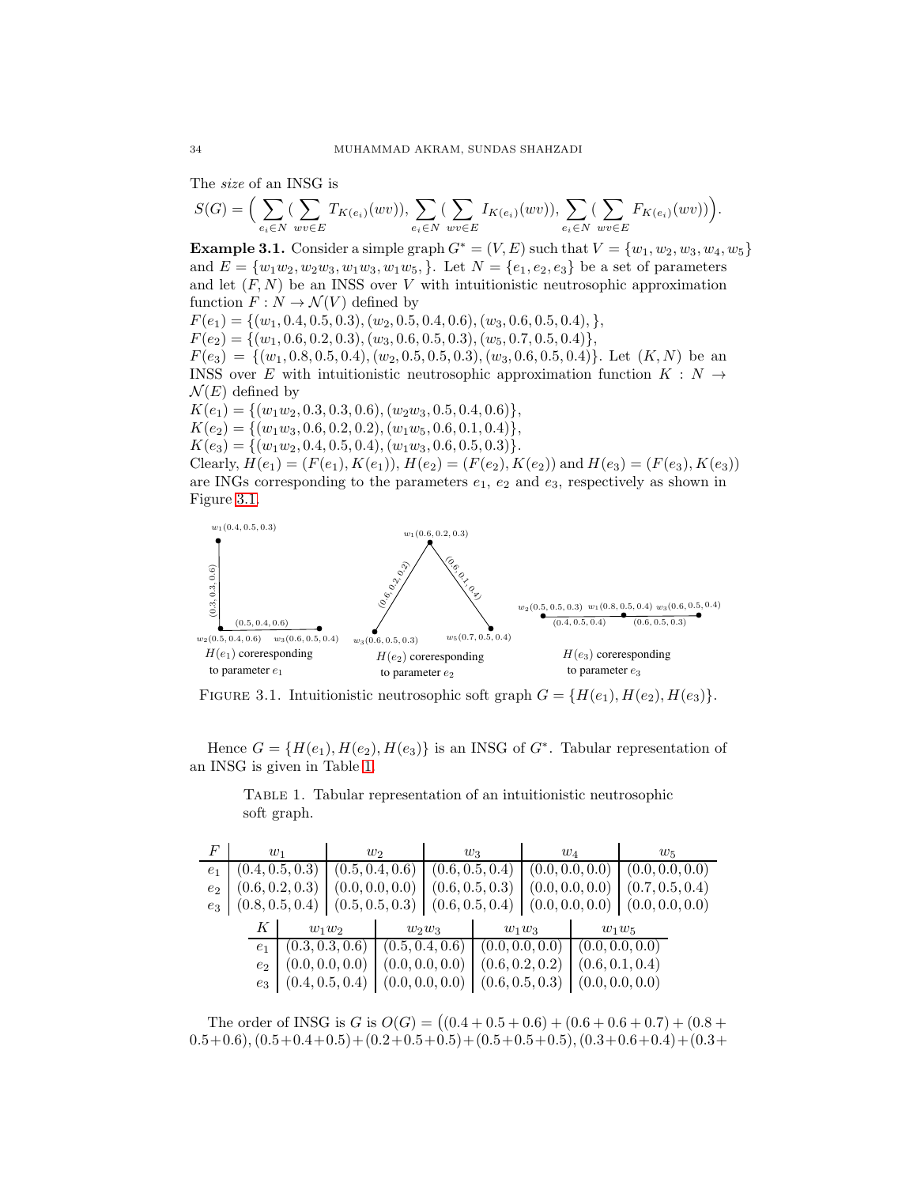The *size* of an INSG is

$$S(G) = \Big( \sum_{e_i \in N} ( \sum_{wv \in E} T_{K(e_i)}(wv)), \sum_{e_i \in N} ( \sum_{wv \in E} I_{K(e_i)}(wv)), \sum_{e_i \in N} ( \sum_{wv \in E} F_{K(e_i)}(wv)) \Big).$$

**Example 3.1.** Consider a simple graph $G^* = (V, E)$ such that $V = \{w_1, w_2, w_3, w_4, w_5\}$ and $E = \{w_1w_2, w_2w_3, w_1w_3, w_1w_5, \}$. Let $N = \{e_1, e_2, e_3\}$ be a set of parameters and let $(F, N)$ be an INSS over $V$ with intuitionistic neutrosophic approximation function $F : N \to \mathcal{N}(V)$ defined by

$F(e_1) = \{(w_1, 0.4, 0.5, 0.3), (w_2, 0.5, 0.4, 0.6), (w_3, 0.6, 0.5, 0.4), \}$,
$F(e_2) = \{(w_1, 0.6, 0.2, 0.3), (w_3, 0.6, 0.5, 0.3), (w_5, 0.7, 0.5, 0.4)\}$,
$F(e_3) = \{(w_1, 0.8, 0.5, 0.4), (w_2, 0.5, 0.5, 0.3), (w_3, 0.6, 0.5, 0.4)\}$. Let $(K, N)$ be an INSS over $E$ with intuitionistic neutrosophic approximation function $K : N \to \mathcal{N}(E)$ defined by
$K(e_1) = \{(w_1w_2, 0.3, 0.3, 0.6), (w_2w_3, 0.5, 0.4, 0.6)\}$,
$K(e_2) = \{(w_1w_3, 0.6, 0.2, 0.2), (w_1w_5, 0.6, 0.1, 0.4)\}$,
$K(e_3) = \{(w_1w_2, 0.4, 0.5, 0.4), (w_1w_3, 0.6, 0.5, 0.3)\}$.
Clearly, $H(e_1) = (F(e_1), K(e_1))$, $H(e_2) = (F(e_2), K(e_2))$ and $H(e_3) = (F(e_3), K(e_3))$ are INGs corresponding to the parameters $e_1$, $e_2$ and $e_3$, respectively as shown in Figure 3.1.

$H(e_1)$ coreresponding to parameter $e_1$ — $H(e_2)$ coreresponding to parameter $e_2$ — $H(e_3)$ coreresponding to parameter $e_3$

FIGURE 3.1. Intuitionistic neutrosophic soft graph $G = \{H(e_1), H(e_2), H(e_3)\}$.

Hence $G = \{H(e_1), H(e_2), H(e_3)\}$ is an INSG of $G^*$. Tabular representation of an INSG is given in Table 1.

TABLE 1. Tabular representation of an intuitionistic neutrosophic soft graph.

| $F$ | $w_1$ | $w_2$ | $w_3$ | $w_4$ | $w_5$ |
|---|---|---|---|---|---|
| $e_1$ | (0.4, 0.5, 0.3) | (0.5, 0.4, 0.6) | (0.6, 0.5, 0.4) | (0.0, 0.0, 0.0) | (0.0, 0.0, 0.0) |
| $e_2$ | (0.6, 0.2, 0.3) | (0.0, 0.0, 0.0) | (0.6, 0.5, 0.3) | (0.0, 0.0, 0.0) | (0.7, 0.5, 0.4) |
| $e_3$ | (0.8, 0.5, 0.4) | (0.5, 0.5, 0.3) | (0.6, 0.5, 0.4) | (0.0, 0.0, 0.0) | (0.0, 0.0, 0.0) |

| $K$ | $w_1w_2$ | $w_2w_3$ | $w_1w_3$ | $w_1w_5$ |
|---|---|---|---|---|
| $e_1$ | (0.3, 0.3, 0.6) | (0.5, 0.4, 0.6) | (0.0, 0.0, 0.0) | (0.0, 0.0, 0.0) |
| $e_2$ | (0.0, 0.0, 0.0) | (0.0, 0.0, 0.0) | (0.6, 0.2, 0.2) | (0.6, 0.1, 0.4) |
| $e_3$ | (0.4, 0.5, 0.4) | (0.0, 0.0, 0.0) | (0.6, 0.5, 0.3) | (0.0, 0.0, 0.0) |

The order of INSG is $G$ is $O(G) = \big((0.4 + 0.5 + 0.6) + (0.6 + 0.6 + 0.7) + (0.8 + 0.5 + 0.6), (0.5 + 0.4 + 0.5) + (0.2 + 0.5 + 0.5) + (0.5 + 0.5 + 0.5), (0.3 + 0.6 + 0.4) + (0.3 +$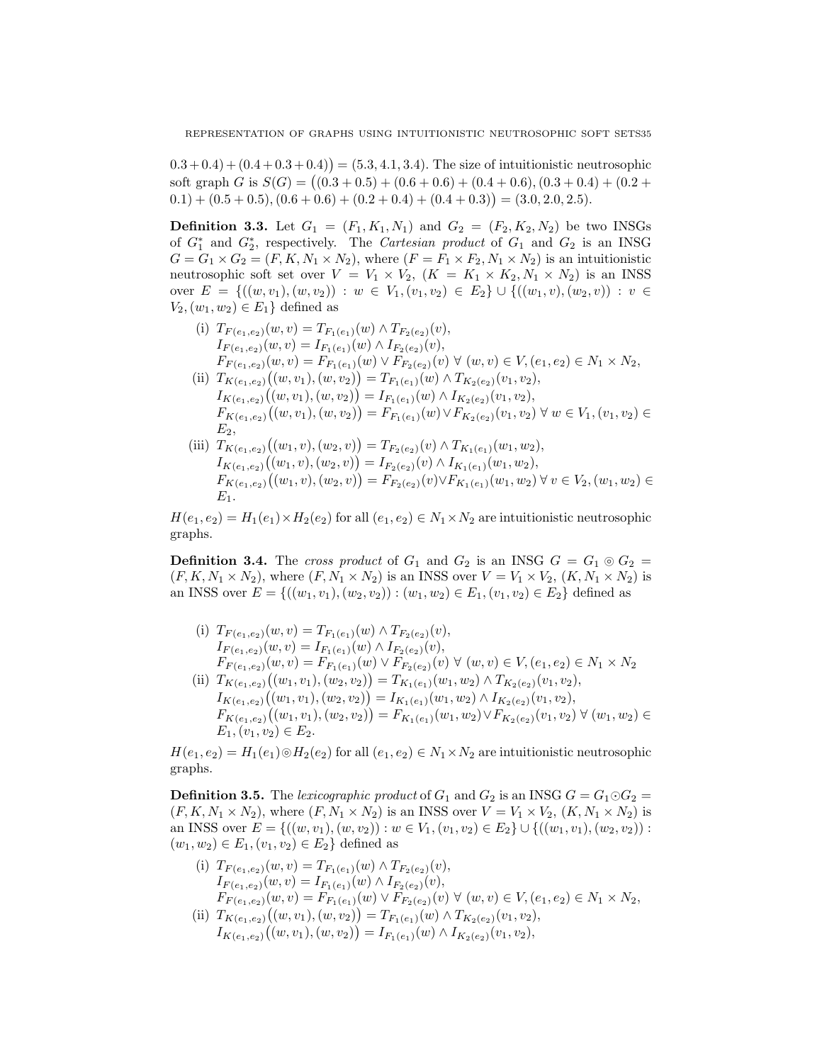$0.3+0.4)+(0.4+0.3+0.4)\big) = (5.3, 4.1, 3.4)$. The size of intuitionistic neutrosophic soft graph $G$ is $S(G) = \big((0.3+0.5)+(0.6+0.6)+(0.4+0.6), (0.3+0.4)+(0.2+0.1)+(0.5+0.5), (0.6+0.6)+(0.2+0.4)+(0.4+0.3)\big) = (3.0, 2.0, 2.5)$.

**Definition 3.3.** Let $G_1 = (F_1, K_1, N_1)$ and $G_2 = (F_2, K_2, N_2)$ be two INSGs of $G_1^*$ and $G_2^*$, respectively. The *Cartesian product* of $G_1$ and $G_2$ is an INSG $G = G_1 \times G_2 = (F, K, N_1 \times N_2)$, where $(F = F_1 \times F_2, N_1 \times N_2)$ is an intuitionistic neutrosophic soft set over $V = V_1 \times V_2$, $(K = K_1 \times K_2, N_1 \times N_2)$ is an INSS over $E = \{((w, v_1), (w, v_2)) : w \in V_1, (v_1, v_2) \in E_2\} \cup \{((w_1, v), (w_2, v)) : v \in V_2, (w_1, w_2) \in E_1\}$ defined as

(i) $T_{F(e_1,e_2)}(w, v) = T_{F_1(e_1)}(w) \wedge T_{F_2(e_2)}(v)$,
$I_{F(e_1,e_2)}(w, v) = I_{F_1(e_1)}(w) \wedge I_{F_2(e_2)}(v)$,
$F_{F(e_1,e_2)}(w, v) = F_{F_1(e_1)}(w) \vee F_{F_2(e_2)}(v) \ \forall \ (w, v) \in V, (e_1, e_2) \in N_1 \times N_2$,

(ii) $T_{K(e_1,e_2)}\big((w, v_1), (w, v_2)\big) = T_{F_1(e_1)}(w) \wedge T_{K_2(e_2)}(v_1, v_2)$,
$I_{K(e_1,e_2)}\big((w, v_1), (w, v_2)\big) = I_{F_1(e_1)}(w) \wedge I_{K_2(e_2)}(v_1, v_2)$,
$F_{K(e_1,e_2)}\big((w, v_1), (w, v_2)\big) = F_{F_1(e_1)}(w) \vee F_{K_2(e_2)}(v_1, v_2) \ \forall \ w \in V_1, (v_1, v_2) \in E_2$,

(iii) $T_{K(e_1,e_2)}\big((w_1, v), (w_2, v)\big) = T_{F_2(e_2)}(v) \wedge T_{K_1(e_1)}(w_1, w_2)$,
$I_{K(e_1,e_2)}\big((w_1, v), (w_2, v)\big) = I_{F_2(e_2)}(v) \wedge I_{K_1(e_1)}(w_1, w_2)$,
$F_{K(e_1,e_2)}\big((w_1, v), (w_2, v)\big) = F_{F_2(e_2)}(v) \vee F_{K_1(e_1)}(w_1, w_2) \ \forall \ v \in V_2, (w_1, w_2) \in E_1$.

$H(e_1, e_2) = H_1(e_1) \times H_2(e_2)$ for all $(e_1, e_2) \in N_1 \times N_2$ are intuitionistic neutrosophic graphs.

**Definition 3.4.** The *cross product* of $G_1$ and $G_2$ is an INSG $G = G_1 \circledcirc G_2 = (F, K, N_1 \times N_2)$, where $(F, N_1 \times N_2)$ is an INSS over $V = V_1 \times V_2$, $(K, N_1 \times N_2)$ is an INSS over $E = \{((w_1, v_1), (w_2, v_2)) : (w_1, w_2) \in E_1, (v_1, v_2) \in E_2\}$ defined as

(i) $T_{F(e_1,e_2)}(w, v) = T_{F_1(e_1)}(w) \wedge T_{F_2(e_2)}(v)$,
$I_{F(e_1,e_2)}(w, v) = I_{F_1(e_1)}(w) \wedge I_{F_2(e_2)}(v)$,
$F_{F(e_1,e_2)}(w, v) = F_{F_1(e_1)}(w) \vee F_{F_2(e_2)}(v) \ \forall \ (w, v) \in V, (e_1, e_2) \in N_1 \times N_2$

(ii) $T_{K(e_1,e_2)}\big((w_1, v_1), (w_2, v_2)\big) = T_{K_1(e_1)}(w_1, w_2) \wedge T_{K_2(e_2)}(v_1, v_2)$,
$I_{K(e_1,e_2)}\big((w_1, v_1), (w_2, v_2)\big) = I_{K_1(e_1)}(w_1, w_2) \wedge I_{K_2(e_2)}(v_1, v_2)$,
$F_{K(e_1,e_2)}\big((w_1, v_1), (w_2, v_2)\big) = F_{K_1(e_1)}(w_1, w_2) \vee F_{K_2(e_2)}(v_1, v_2) \ \forall \ (w_1, w_2) \in E_1, (v_1, v_2) \in E_2$.

$H(e_1, e_2) = H_1(e_1) \circledcirc H_2(e_2)$ for all $(e_1, e_2) \in N_1 \times N_2$ are intuitionistic neutrosophic graphs.

**Definition 3.5.** The *lexicographic product* of $G_1$ and $G_2$ is an INSG $G = G_1 \odot G_2 = (F, K, N_1 \times N_2)$, where $(F, N_1 \times N_2)$ is an INSS over $V = V_1 \times V_2$, $(K, N_1 \times N_2)$ is an INSS over $E = \{((w, v_1), (w, v_2)) : w \in V_1, (v_1, v_2) \in E_2\} \cup \{((w_1, v_1), (w_2, v_2)) : (w_1, w_2) \in E_1, (v_1, v_2) \in E_2\}$ defined as

(i) $T_{F(e_1,e_2)}(w, v) = T_{F_1(e_1)}(w) \wedge T_{F_2(e_2)}(v)$,
$I_{F(e_1,e_2)}(w, v) = I_{F_1(e_1)}(w) \wedge I_{F_2(e_2)}(v)$,
$F_{F(e_1,e_2)}(w, v) = F_{F_1(e_1)}(w) \vee F_{F_2(e_2)}(v) \ \forall \ (w, v) \in V, (e_1, e_2) \in N_1 \times N_2$,

(ii) $T_{K(e_1,e_2)}\big((w, v_1), (w, v_2)\big) = T_{F_1(e_1)}(w) \wedge T_{K_2(e_2)}(v_1, v_2)$,
$I_{K(e_1,e_2)}\big((w, v_1), (w, v_2)\big) = I_{F_1(e_1)}(w) \wedge I_{K_2(e_2)}(v_1, v_2)$,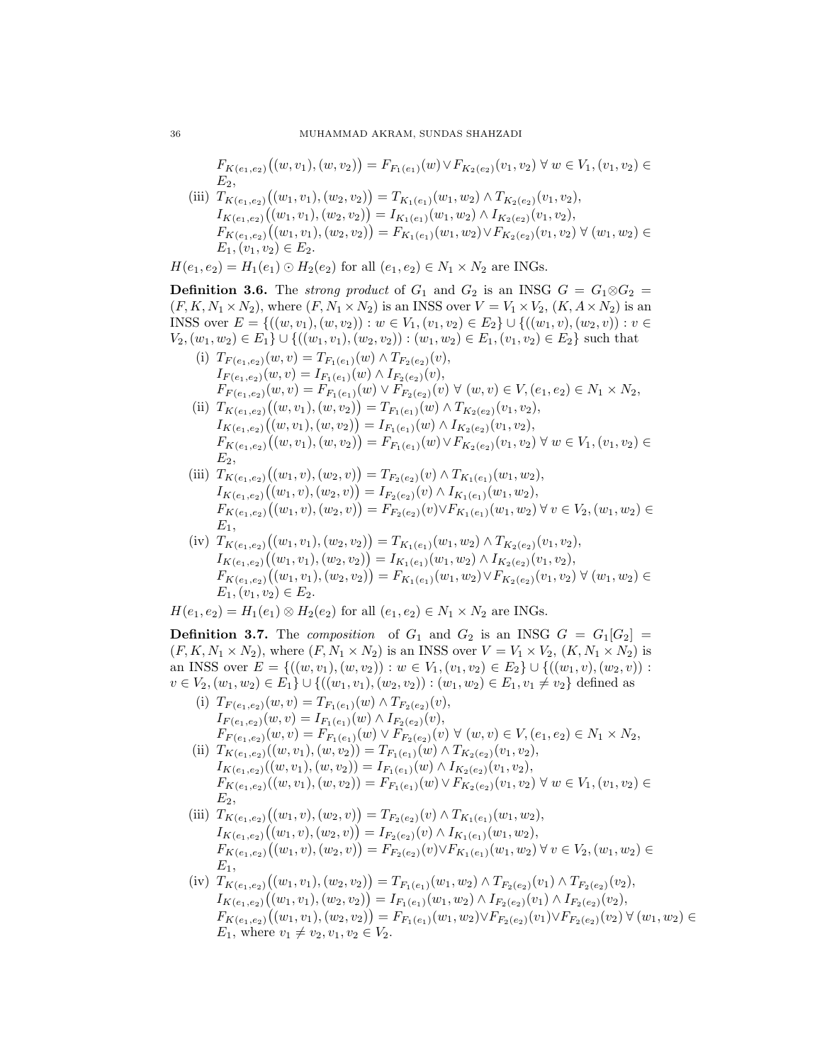$F_{K(e_1,e_2)}\big((w,v_1),(w,v_2)\big) = F_{F_1(e_1)}(w) \vee F_{K_2(e_2)}(v_1,v_2)\ \forall\ w \in V_1, (v_1,v_2) \in E_2$,

(iii) $T_{K(e_1,e_2)}\big((w_1,v_1),(w_2,v_2)\big) = T_{K_1(e_1)}(w_1,w_2) \wedge T_{K_2(e_2)}(v_1,v_2)$,
$I_{K(e_1,e_2)}\big((w_1,v_1),(w_2,v_2)\big) = I_{K_1(e_1)}(w_1,w_2) \wedge I_{K_2(e_2)}(v_1,v_2)$,
$F_{K(e_1,e_2)}\big((w_1,v_1),(w_2,v_2)\big) = F_{K_1(e_1)}(w_1,w_2) \vee F_{K_2(e_2)}(v_1,v_2)\ \forall\ (w_1,w_2) \in E_1, (v_1,v_2) \in E_2$.

$H(e_1,e_2) = H_1(e_1) \odot H_2(e_2)$ for all $(e_1,e_2) \in N_1 \times N_2$ are INGs.

**Definition 3.6.** The *strong product* of $G_1$ and $G_2$ is an INSG $G = G_1 \otimes G_2 = (F, K, N_1 \times N_2)$, where $(F, N_1 \times N_2)$ is an INSS over $V = V_1 \times V_2$, $(K, A \times N_2)$ is an INSS over $E = \{((w,v_1),(w,v_2)) : w \in V_1, (v_1,v_2) \in E_2\} \cup \{((w_1,v),(w_2,v)) : v \in V_2, (w_1,w_2) \in E_1\} \cup \{((w_1,v_1),(w_2,v_2)) : (w_1,w_2) \in E_1, (v_1,v_2) \in E_2\}$ such that

(i) $T_{F(e_1,e_2)}(w,v) = T_{F_1(e_1)}(w) \wedge T_{F_2(e_2)}(v)$,
$I_{F(e_1,e_2)}(w,v) = I_{F_1(e_1)}(w) \wedge I_{F_2(e_2)}(v)$,
$F_{F(e_1,e_2)}(w,v) = F_{F_1(e_1)}(w) \vee F_{F_2(e_2)}(v)\ \forall\ (w,v) \in V, (e_1,e_2) \in N_1 \times N_2$,

(ii) $T_{K(e_1,e_2)}\big((w,v_1),(w,v_2)\big) = T_{F_1(e_1)}(w) \wedge T_{K_2(e_2)}(v_1,v_2)$,
$I_{K(e_1,e_2)}\big((w,v_1),(w,v_2)\big) = I_{F_1(e_1)}(w) \wedge I_{K_2(e_2)}(v_1,v_2)$,
$F_{K(e_1,e_2)}\big((w,v_1),(w,v_2)\big) = F_{F_1(e_1)}(w) \vee F_{K_2(e_2)}(v_1,v_2)\ \forall\ w \in V_1, (v_1,v_2) \in E_2$,

(iii) $T_{K(e_1,e_2)}\big((w_1,v),(w_2,v)\big) = T_{F_2(e_2)}(v) \wedge T_{K_1(e_1)}(w_1,w_2)$,
$I_{K(e_1,e_2)}\big((w_1,v),(w_2,v)\big) = I_{F_2(e_2)}(v) \wedge I_{K_1(e_1)}(w_1,w_2)$,
$F_{K(e_1,e_2)}\big((w_1,v),(w_2,v)\big) = F_{F_2(e_2)}(v) \vee F_{K_1(e_1)}(w_1,w_2)\ \forall\ v \in V_2, (w_1,w_2) \in E_1$,

(iv) $T_{K(e_1,e_2)}\big((w_1,v_1),(w_2,v_2)\big) = T_{K_1(e_1)}(w_1,w_2) \wedge T_{K_2(e_2)}(v_1,v_2)$,
$I_{K(e_1,e_2)}\big((w_1,v_1),(w_2,v_2)\big) = I_{K_1(e_1)}(w_1,w_2) \wedge I_{K_2(e_2)}(v_1,v_2)$,
$F_{K(e_1,e_2)}\big((w_1,v_1),(w_2,v_2)\big) = F_{K_1(e_1)}(w_1,w_2) \vee F_{K_2(e_2)}(v_1,v_2)\ \forall\ (w_1,w_2) \in E_1, (v_1,v_2) \in E_2$.

$H(e_1,e_2) = H_1(e_1) \otimes H_2(e_2)$ for all $(e_1,e_2) \in N_1 \times N_2$ are INGs.

**Definition 3.7.** The *composition* of $G_1$ and $G_2$ is an INSG $G = G_1[G_2] = (F, K, N_1 \times N_2)$, where $(F, N_1 \times N_2)$ is an INSS over $V = V_1 \times V_2$, $(K, N_1 \times N_2)$ is an INSS over $E = \{((w,v_1),(w,v_2)) : w \in V_1, (v_1,v_2) \in E_2\} \cup \{((w_1,v),(w_2,v)) : v \in V_2, (w_1,w_2) \in E_1\} \cup \{((w_1,v_1),(w_2,v_2)) : (w_1,w_2) \in E_1, v_1 \neq v_2\}$ defined as

(i) $T_{F(e_1,e_2)}(w,v) = T_{F_1(e_1)}(w) \wedge T_{F_2(e_2)}(v)$,
$I_{F(e_1,e_2)}(w,v) = I_{F_1(e_1)}(w) \wedge I_{F_2(e_2)}(v)$,
$F_{F(e_1,e_2)}(w,v) = F_{F_1(e_1)}(w) \vee F_{F_2(e_2)}(v)\ \forall\ (w,v) \in V, (e_1,e_2) \in N_1 \times N_2$,

(ii) $T_{K(e_1,e_2)}((w,v_1),(w,v_2)) = T_{F_1(e_1)}(w) \wedge T_{K_2(e_2)}(v_1,v_2)$,
$I_{K(e_1,e_2)}((w,v_1),(w,v_2)) = I_{F_1(e_1)}(w) \wedge I_{K_2(e_2)}(v_1,v_2)$,
$F_{K(e_1,e_2)}((w,v_1),(w,v_2)) = F_{F_1(e_1)}(w) \vee F_{K_2(e_2)}(v_1,v_2)\ \forall\ w \in V_1, (v_1,v_2) \in E_2$,

(iii) $T_{K(e_1,e_2)}\big((w_1,v),(w_2,v)\big) = T_{F_2(e_2)}(v) \wedge T_{K_1(e_1)}(w_1,w_2)$,
$I_{K(e_1,e_2)}\big((w_1,v),(w_2,v)\big) = I_{F_2(e_2)}(v) \wedge I_{K_1(e_1)}(w_1,w_2)$,
$F_{K(e_1,e_2)}\big((w_1,v),(w_2,v)\big) = F_{F_2(e_2)}(v) \vee F_{K_1(e_1)}(w_1,w_2)\ \forall\ v \in V_2, (w_1,w_2) \in E_1$,

(iv) $T_{K(e_1,e_2)}\big((w_1,v_1),(w_2,v_2)\big) = T_{F_1(e_1)}(w_1,w_2) \wedge T_{F_2(e_2)}(v_1) \wedge T_{F_2(e_2)}(v_2)$,
$I_{K(e_1,e_2)}\big((w_1,v_1),(w_2,v_2)\big) = I_{F_1(e_1)}(w_1,w_2) \wedge I_{F_2(e_2)}(v_1) \wedge I_{F_2(e_2)}(v_2)$,
$F_{K(e_1,e_2)}\big((w_1,v_1),(w_2,v_2)\big) = F_{F_1(e_1)}(w_1,w_2) \vee F_{F_2(e_2)}(v_1) \vee F_{F_2(e_2)}(v_2)\ \forall\ (w_1,w_2) \in E_1$, where $v_1 \neq v_2, v_1, v_2 \in V_2$.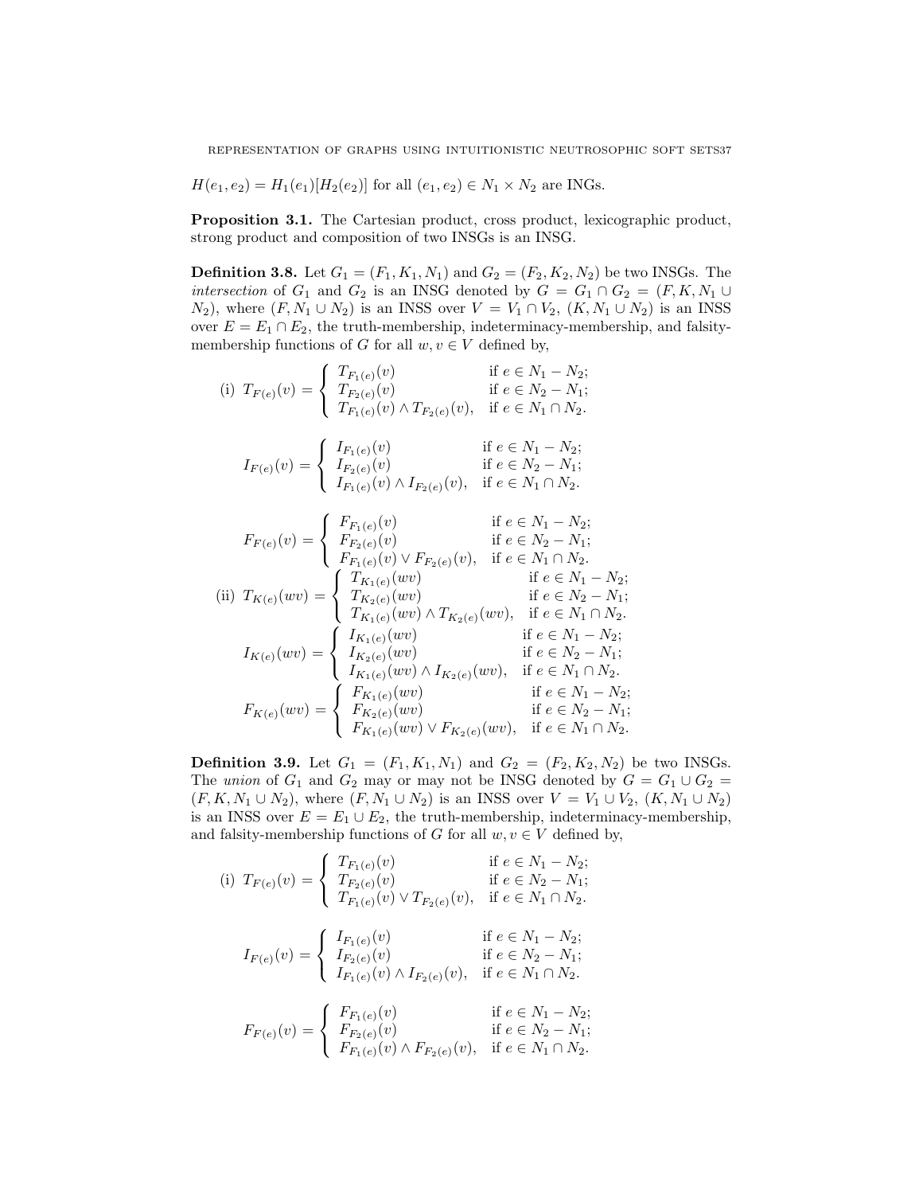$H(e_1, e_2) = H_1(e_1)[H_2(e_2)]$ for all $(e_1, e_2) \in N_1 \times N_2$ are INGs.

**Proposition 3.1.** The Cartesian product, cross product, lexicographic product, strong product and composition of two INSGs is an INSG.

**Definition 3.8.** Let $G_1 = (F_1, K_1, N_1)$ and $G_2 = (F_2, K_2, N_2)$ be two INSGs. The *intersection* of $G_1$ and $G_2$ is an INSG denoted by $G = G_1 \cap G_2 = (F, K, N_1 \cup N_2)$, where $(F, N_1 \cup N_2)$ is an INSS over $V = V_1 \cap V_2$, $(K, N_1 \cup N_2)$ is an INSS over $E = E_1 \cap E_2$, the truth-membership, indeterminacy-membership, and falsity-membership functions of $G$ for all $w, v \in V$ defined by,

(i)
$$T_{F(e)}(v) = \begin{cases} T_{F_1(e)}(v) & \text{if } e \in N_1 - N_2; \\ T_{F_2(e)}(v) & \text{if } e \in N_2 - N_1; \\ T_{F_1(e)}(v) \wedge T_{F_2(e)}(v), & \text{if } e \in N_1 \cap N_2. \end{cases}$$

$$I_{F(e)}(v) = \begin{cases} I_{F_1(e)}(v) & \text{if } e \in N_1 - N_2; \\ I_{F_2(e)}(v) & \text{if } e \in N_2 - N_1; \\ I_{F_1(e)}(v) \wedge I_{F_2(e)}(v), & \text{if } e \in N_1 \cap N_2. \end{cases}$$

$$F_{F(e)}(v) = \begin{cases} F_{F_1(e)}(v) & \text{if } e \in N_1 - N_2; \\ F_{F_2(e)}(v) & \text{if } e \in N_2 - N_1; \\ F_{F_1(e)}(v) \vee F_{F_2(e)}(v), & \text{if } e \in N_1 \cap N_2. \end{cases}$$

(ii)
$$T_{K(e)}(wv) = \begin{cases} T_{K_1(e)}(wv) & \text{if } e \in N_1 - N_2; \\ T_{K_2(e)}(wv) & \text{if } e \in N_2 - N_1; \\ T_{K_1(e)}(wv) \wedge T_{K_2(e)}(wv), & \text{if } e \in N_1 \cap N_2. \end{cases}$$

$$I_{K(e)}(wv) = \begin{cases} I_{K_1(e)}(wv) & \text{if } e \in N_1 - N_2; \\ I_{K_2(e)}(wv) & \text{if } e \in N_2 - N_1; \\ I_{K_1(e)}(wv) \wedge I_{K_2(e)}(wv), & \text{if } e \in N_1 \cap N_2. \end{cases}$$

$$F_{K(e)}(wv) = \begin{cases} F_{K_1(e)}(wv) & \text{if } e \in N_1 - N_2; \\ F_{K_2(e)}(wv) & \text{if } e \in N_2 - N_1; \\ F_{K_1(e)}(wv) \vee F_{K_2(e)}(wv), & \text{if } e \in N_1 \cap N_2. \end{cases}$$

**Definition 3.9.** Let $G_1 = (F_1, K_1, N_1)$ and $G_2 = (F_2, K_2, N_2)$ be two INSGs. The *union* of $G_1$ and $G_2$ may or may not be INSG denoted by $G = G_1 \cup G_2 = (F, K, N_1 \cup N_2)$, where $(F, N_1 \cup N_2)$ is an INSS over $V = V_1 \cup V_2$, $(K, N_1 \cup N_2)$ is an INSS over $E = E_1 \cup E_2$, the truth-membership, indeterminacy-membership, and falsity-membership functions of $G$ for all $w, v \in V$ defined by,

(i)
$$T_{F(e)}(v) = \begin{cases} T_{F_1(e)}(v) & \text{if } e \in N_1 - N_2; \\ T_{F_2(e)}(v) & \text{if } e \in N_2 - N_1; \\ T_{F_1(e)}(v) \vee T_{F_2(e)}(v), & \text{if } e \in N_1 \cap N_2. \end{cases}$$

$$I_{F(e)}(v) = \begin{cases} I_{F_1(e)}(v) & \text{if } e \in N_1 - N_2; \\ I_{F_2(e)}(v) & \text{if } e \in N_2 - N_1; \\ I_{F_1(e)}(v) \wedge I_{F_2(e)}(v), & \text{if } e \in N_1 \cap N_2. \end{cases}$$

$$F_{F(e)}(v) = \begin{cases} F_{F_1(e)}(v) & \text{if } e \in N_1 - N_2; \\ F_{F_2(e)}(v) & \text{if } e \in N_2 - N_1; \\ F_{F_1(e)}(v) \wedge F_{F_2(e)}(v), & \text{if } e \in N_1 \cap N_2. \end{cases}$$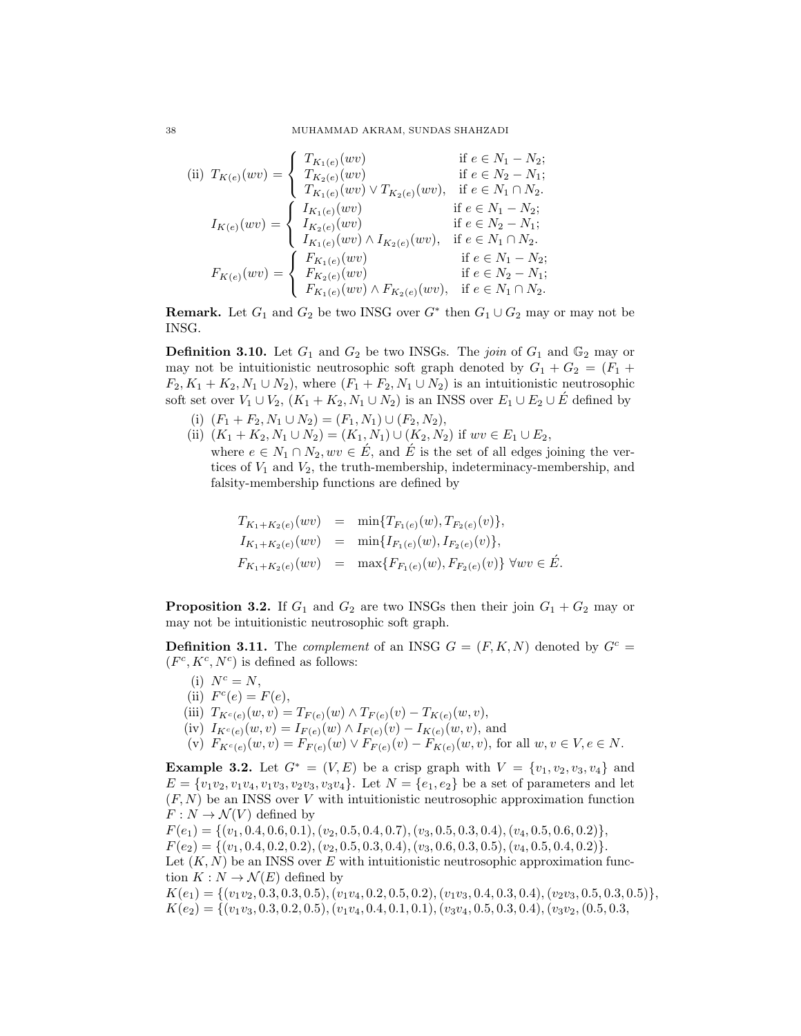(ii) $T_{K(e)}(wv) = \begin{cases} T_{K_1(e)}(wv) & \text{if } e \in N_1 - N_2; \\ T_{K_2(e)}(wv) & \text{if } e \in N_2 - N_1; \\ T_{K_1(e)}(wv) \vee T_{K_2(e)}(wv), & \text{if } e \in N_1 \cap N_2. \end{cases}$

$$I_{K(e)}(wv) = \begin{cases} I_{K_1(e)}(wv) & \text{if } e \in N_1 - N_2; \\ I_{K_2(e)}(wv) & \text{if } e \in N_2 - N_1; \\ I_{K_1(e)}(wv) \wedge I_{K_2(e)}(wv), & \text{if } e \in N_1 \cap N_2. \end{cases}$$

$$F_{K(e)}(wv) = \begin{cases} F_{K_1(e)}(wv) & \text{if } e \in N_1 - N_2; \\ F_{K_2(e)}(wv) & \text{if } e \in N_2 - N_1; \\ F_{K_1(e)}(wv) \wedge F_{K_2(e)}(wv), & \text{if } e \in N_1 \cap N_2. \end{cases}$$

**Remark.** Let $G_1$ and $G_2$ be two INSG over $G^*$ then $G_1 \cup G_2$ may or may not be INSG.

**Definition 3.10.** Let $G_1$ and $G_2$ be two INSGs. The *join* of $G_1$ and $\mathbb{G}_2$ may or may not be intuitionistic neutrosophic soft graph denoted by $G_1 + G_2 = (F_1 + F_2, K_1 + K_2, N_1 \cup N_2)$, where $(F_1 + F_2, N_1 \cup N_2)$ is an intuitionistic neutrosophic soft set over $V_1 \cup V_2$, $(K_1 + K_2, N_1 \cup N_2)$ is an INSS over $E_1 \cup E_2 \cup \acute{E}$ defined by

(i) $(F_1 + F_2, N_1 \cup N_2) = (F_1, N_1) \cup (F_2, N_2)$,

(ii) $(K_1 + K_2, N_1 \cup N_2) = (K_1, N_1) \cup (K_2, N_2)$ if $wv \in E_1 \cup E_2$, where $e \in N_1 \cap N_2, wv \in \acute{E}$, and $\acute{E}$ is the set of all edges joining the vertices of $V_1$ and $V_2$, the truth-membership, indeterminacy-membership, and falsity-membership functions are defined by

$$\begin{aligned} T_{K_1+K_2(e)}(wv) &= \min\{T_{F_1(e)}(w), T_{F_2(e)}(v)\}, \\ I_{K_1+K_2(e)}(wv) &= \min\{I_{F_1(e)}(w), I_{F_2(e)}(v)\}, \\ F_{K_1+K_2(e)}(wv) &= \max\{F_{F_1(e)}(w), F_{F_2(e)}(v)\} \ \forall wv \in \acute{E}. \end{aligned}$$

**Proposition 3.2.** If $G_1$ and $G_2$ are two INSGs then their join $G_1 + G_2$ may or may not be intuitionistic neutrosophic soft graph.

**Definition 3.11.** The *complement* of an INSG $G = (F, K, N)$ denoted by $G^c = (F^c, K^c, N^c)$ is defined as follows:

(i) $N^c = N$,

(ii) $F^c(e) = F(e)$,

(iii) $T_{K^c(e)}(w, v) = T_{F(e)}(w) \wedge T_{F(e)}(v) - T_{K(e)}(w, v)$,

(iv) $I_{K^c(e)}(w, v) = I_{F(e)}(w) \wedge I_{F(e)}(v) - I_{K(e)}(w, v)$, and

(v) $F_{K^c(e)}(w, v) = F_{F(e)}(w) \vee F_{F(e)}(v) - F_{K(e)}(w, v)$, for all $w, v \in V, e \in N$.

**Example 3.2.** Let $G^* = (V, E)$ be a crisp graph with $V = \{v_1, v_2, v_3, v_4\}$ and $E = \{v_1v_2, v_1v_4, v_1v_3, v_2v_3, v_3v_4\}$. Let $N = \{e_1, e_2\}$ be a set of parameters and let $(F, N)$ be an INSS over $V$ with intuitionistic neutrosophic approximation function $F : N \to \mathcal{N}(V)$ defined by

$F(e_1) = \{(v_1, 0.4, 0.6, 0.1), (v_2, 0.5, 0.4, 0.7), (v_3, 0.5, 0.3, 0.4), (v_4, 0.5, 0.6, 0.2)\}$,

$F(e_2) = \{(v_1, 0.4, 0.2, 0.2), (v_2, 0.5, 0.3, 0.4), (v_3, 0.6, 0.3, 0.5), (v_4, 0.5, 0.4, 0.2)\}$.

Let $(K, N)$ be an INSS over $E$ with intuitionistic neutrosophic approximation function $K : N \to \mathcal{N}(E)$ defined by

$K(e_1) = \{(v_1v_2, 0.3, 0.3, 0.5), (v_1v_4, 0.2, 0.5, 0.2), (v_1v_3, 0.4, 0.3, 0.4), (v_2v_3, 0.5, 0.3, 0.5)\}$,

$K(e_2) = \{(v_1v_3, 0.3, 0.2, 0.5), (v_1v_4, 0.4, 0.1, 0.1), (v_3v_4, 0.5, 0.3, 0.4), (v_3v_2, (0.5, 0.3,$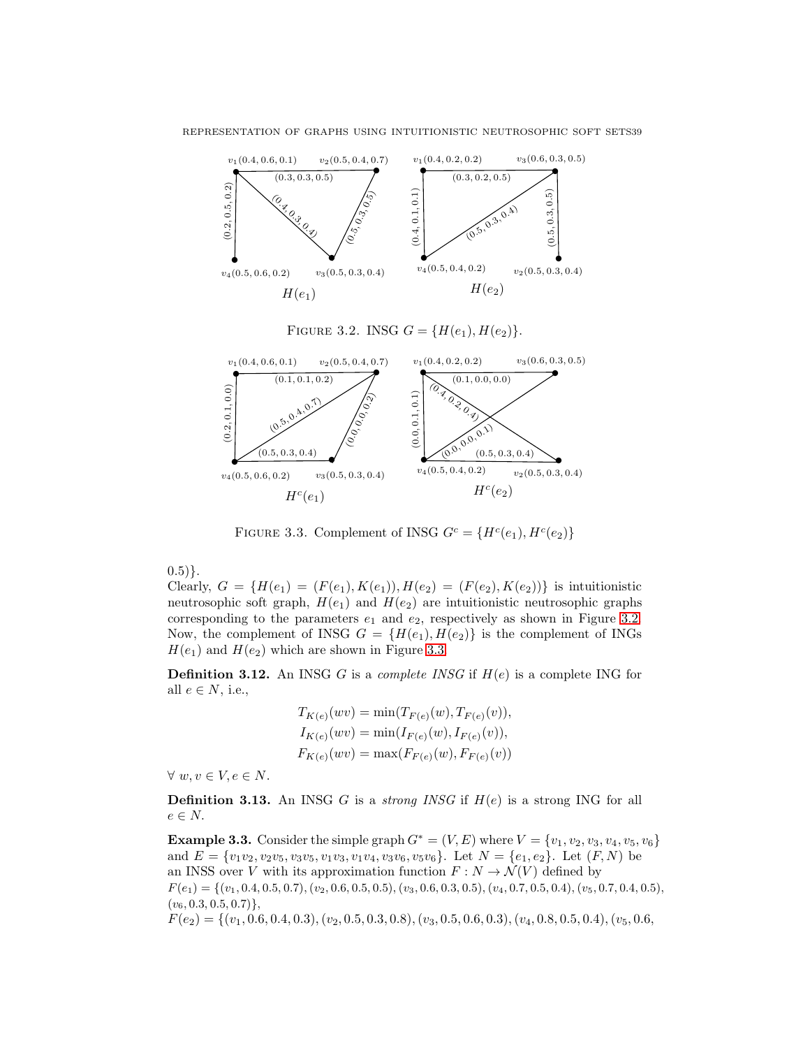FIGURE 3.2. INSG $G = \{H(e_1), H(e_2)\}$.

FIGURE 3.3. Complement of INSG $G^c = \{H^c(e_1), H^c(e_2)\}$

0.5)}.
Clearly, $G = \{H(e_1) = (F(e_1), K(e_1)), H(e_2) = (F(e_2), K(e_2))\}$ is intuitionistic neutrosophic soft graph, $H(e_1)$ and $H(e_2)$ are intuitionistic neutrosophic graphs corresponding to the parameters $e_1$ and $e_2$, respectively as shown in Figure 3.2. Now, the complement of INSG $G = \{H(e_1), H(e_2)\}$ is the complement of INGs $H(e_1)$ and $H(e_2)$ which are shown in Figure 3.3.

**Definition 3.12.** An INSG $G$ is a *complete INSG* if $H(e)$ is a complete ING for all $e \in N$, i.e.,

$$T_{K(e)}(wv) = \min(T_{F(e)}(w), T_{F(e)}(v)),$$
$$I_{K(e)}(wv) = \min(I_{F(e)}(w), I_{F(e)}(v)),$$
$$F_{K(e)}(wv) = \max(F_{F(e)}(w), F_{F(e)}(v))$$

$\forall\ w, v \in V, e \in N$.

**Definition 3.13.** An INSG $G$ is a *strong INSG* if $H(e)$ is a strong ING for all $e \in N$.

**Example 3.3.** Consider the simple graph $G^* = (V, E)$ where $V = \{v_1, v_2, v_3, v_4, v_5, v_6\}$ and $E = \{v_1v_2, v_2v_5, v_3v_5, v_1v_3, v_1v_4, v_3v_6, v_5v_6\}$. Let $N = \{e_1, e_2\}$. Let $(F, N)$ be an INSS over $V$ with its approximation function $F : N \to \mathcal{N}(V)$ defined by
$F(e_1) = \{(v_1, 0.4, 0.5, 0.7), (v_2, 0.6, 0.5, 0.5), (v_3, 0.6, 0.3, 0.5), (v_4, 0.7, 0.5, 0.4), (v_5, 0.7, 0.4, 0.5), (v_6, 0.3, 0.5, 0.7)\}$,
$F(e_2) = \{(v_1, 0.6, 0.4, 0.3), (v_2, 0.5, 0.3, 0.8), (v_3, 0.5, 0.6, 0.3), (v_4, 0.8, 0.5, 0.4), (v_5, 0.6,$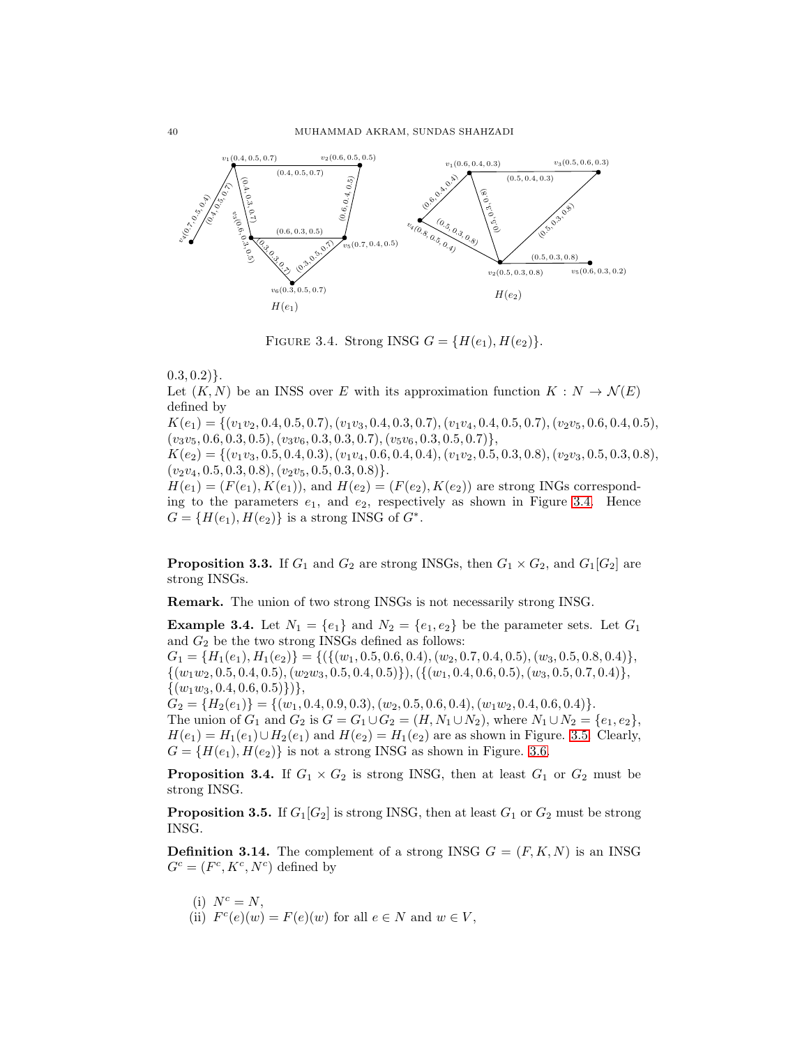FIGURE 3.4. Strong INSG $G = \{H(e_1), H(e_2)\}$.

$0.3, 0.2)\}$.

Let $(K, N)$ be an INSS over $E$ with its approximation function $K : N \to \mathcal{N}(E)$ defined by

$K(e_1) = \{(v_1v_2, 0.4, 0.5, 0.7), (v_1v_3, 0.4, 0.3, 0.7), (v_1v_4, 0.4, 0.5, 0.7), (v_2v_5, 0.6, 0.4, 0.5),$
$(v_3v_5, 0.6, 0.3, 0.5), (v_3v_6, 0.3, 0.3, 0.7), (v_5v_6, 0.3, 0.5, 0.7)\}$,

$K(e_2) = \{(v_1v_3, 0.5, 0.4, 0.3), (v_1v_4, 0.6, 0.4, 0.4), (v_1v_2, 0.5, 0.3, 0.8), (v_2v_3, 0.5, 0.3, 0.8),$
$(v_2v_4, 0.5, 0.3, 0.8), (v_2v_5, 0.5, 0.3, 0.8)\}$.

$H(e_1) = (F(e_1), K(e_1))$, and $H(e_2) = (F(e_2), K(e_2))$ are strong INGs corresponding to the parameters $e_1$, and $e_2$, respectively as shown in Figure 3.4. Hence $G = \{H(e_1), H(e_2)\}$ is a strong INSG of $G^*$.

**Proposition 3.3.** If $G_1$ and $G_2$ are strong INSGs, then $G_1 \times G_2$, and $G_1[G_2]$ are strong INSGs.

**Remark.** The union of two strong INSGs is not necessarily strong INSG.

**Example 3.4.** Let $N_1 = \{e_1\}$ and $N_2 = \{e_1, e_2\}$ be the parameter sets. Let $G_1$ and $G_2$ be the two strong INSGs defined as follows:

$G_1 = \{H_1(e_1), H_1(e_2)\} = \{(\{(w_1, 0.5, 0.6, 0.4), (w_2, 0.7, 0.4, 0.5), (w_3, 0.5, 0.8, 0.4)\},$
$\{(w_1w_2, 0.5, 0.4, 0.5), (w_2w_3, 0.5, 0.4, 0.5)\}), (\{(w_1, 0.4, 0.6, 0.5), (w_3, 0.5, 0.7, 0.4)\},$
$\{(w_1w_3, 0.4, 0.6, 0.5)\})\}$,

$G_2 = \{H_2(e_1)\} = \{(w_1, 0.4, 0.9, 0.3), (w_2, 0.5, 0.6, 0.4), (w_1w_2, 0.4, 0.6, 0.4)\}$.

The union of $G_1$ and $G_2$ is $G = G_1 \cup G_2 = (H, N_1 \cup N_2)$, where $N_1 \cup N_2 = \{e_1, e_2\}$, $H(e_1) = H_1(e_1) \cup H_2(e_1)$ and $H(e_2) = H_1(e_2)$ are as shown in Figure. 3.5. Clearly, $G = \{H(e_1), H(e_2)\}$ is not a strong INSG as shown in Figure. 3.6.

**Proposition 3.4.** If $G_1 \times G_2$ is strong INSG, then at least $G_1$ or $G_2$ must be strong INSG.

**Proposition 3.5.** If $G_1[G_2]$ is strong INSG, then at least $G_1$ or $G_2$ must be strong INSG.

**Definition 3.14.** The complement of a strong INSG $G = (F, K, N)$ is an INSG $G^c = (F^c, K^c, N^c)$ defined by

(i) $N^c = N$,

(ii) $F^c(e)(w) = F(e)(w)$ for all $e \in N$ and $w \in V$,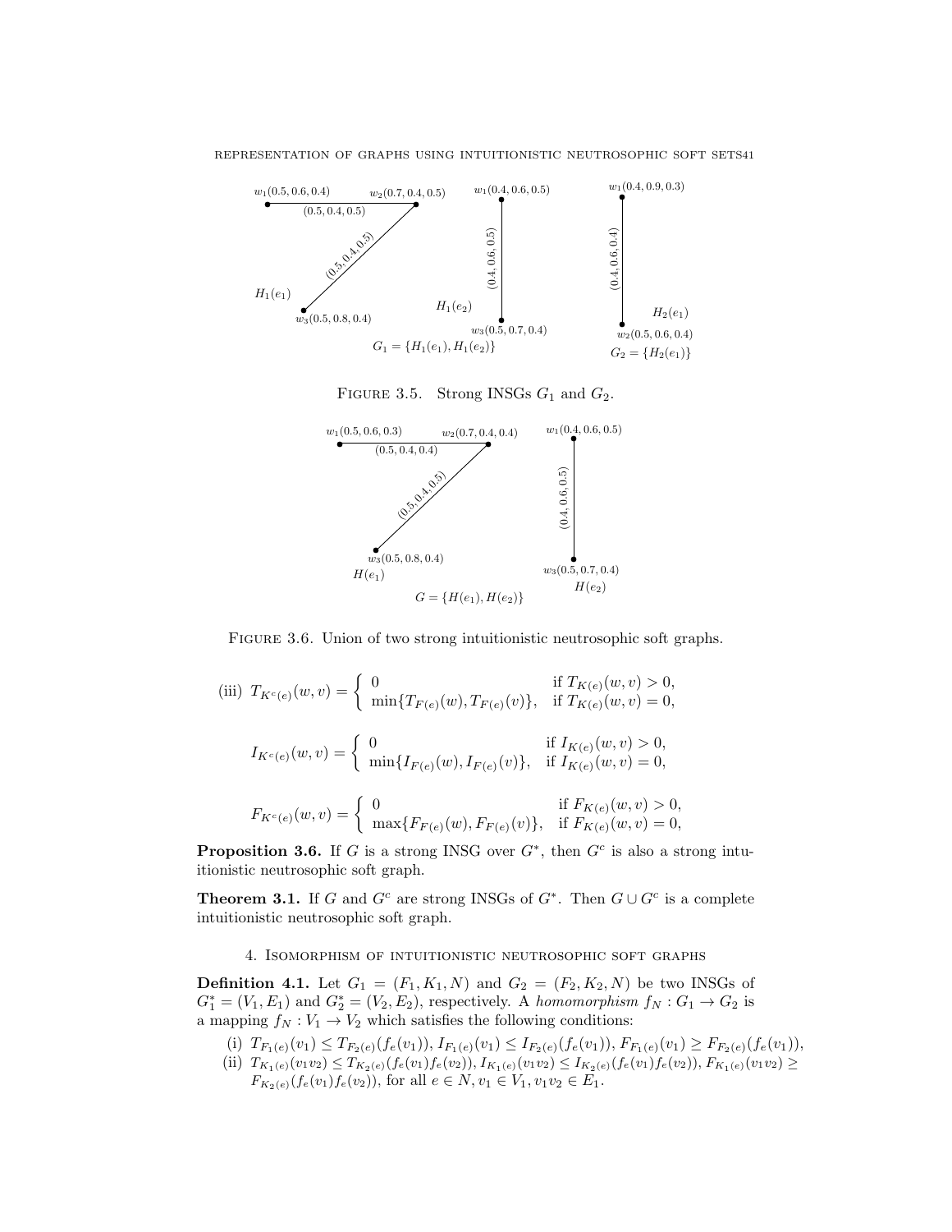FIGURE 3.5. Strong INSGs $G_1$ and $G_2$.

FIGURE 3.6. Union of two strong intuitionistic neutrosophic soft graphs.

(iii) $T_{K^c(e)}(w, v) = \begin{cases} 0 & \text{if } T_{K(e)}(w, v) > 0, \\ \min\{T_{F(e)}(w), T_{F(e)}(v)\}, & \text{if } T_{K(e)}(w, v) = 0, \end{cases}$

$$I_{K^c(e)}(w, v) = \begin{cases} 0 & \text{if } I_{K(e)}(w, v) > 0, \\ \min\{I_{F(e)}(w), I_{F(e)}(v)\}, & \text{if } I_{K(e)}(w, v) = 0, \end{cases}$$

$$F_{K^c(e)}(w, v) = \begin{cases} 0 & \text{if } F_{K(e)}(w, v) > 0, \\ \max\{F_{F(e)}(w), F_{F(e)}(v)\}, & \text{if } F_{K(e)}(w, v) = 0, \end{cases}$$

**Proposition 3.6.** If $G$ is a strong INSG over $G^*$, then $G^c$ is also a strong intuitionistic neutrosophic soft graph.

**Theorem 3.1.** If $G$ and $G^c$ are strong INSGs of $G^*$. Then $G \cup G^c$ is a complete intuitionistic neutrosophic soft graph.

## 4. Isomorphism of intuitionistic neutrosophic soft graphs

**Definition 4.1.** Let $G_1 = (F_1, K_1, N)$ and $G_2 = (F_2, K_2, N)$ be two INSGs of $G_1^* = (V_1, E_1)$ and $G_2^* = (V_2, E_2)$, respectively. A *homomorphism* $f_N : G_1 \to G_2$ is a mapping $f_N : V_1 \to V_2$ which satisfies the following conditions:

(i) $T_{F_1(e)}(v_1) \leq T_{F_2(e)}(f_e(v_1))$, $I_{F_1(e)}(v_1) \leq I_{F_2(e)}(f_e(v_1))$, $F_{F_1(e)}(v_1) \geq F_{F_2(e)}(f_e(v_1))$,

(ii) $T_{K_1(e)}(v_1v_2) \leq T_{K_2(e)}(f_e(v_1)f_e(v_2))$, $I_{K_1(e)}(v_1v_2) \leq I_{K_2(e)}(f_e(v_1)f_e(v_2))$, $F_{K_1(e)}(v_1v_2) \geq F_{K_2(e)}(f_e(v_1)f_e(v_2))$, for all $e \in N, v_1 \in V_1, v_1v_2 \in E_1$.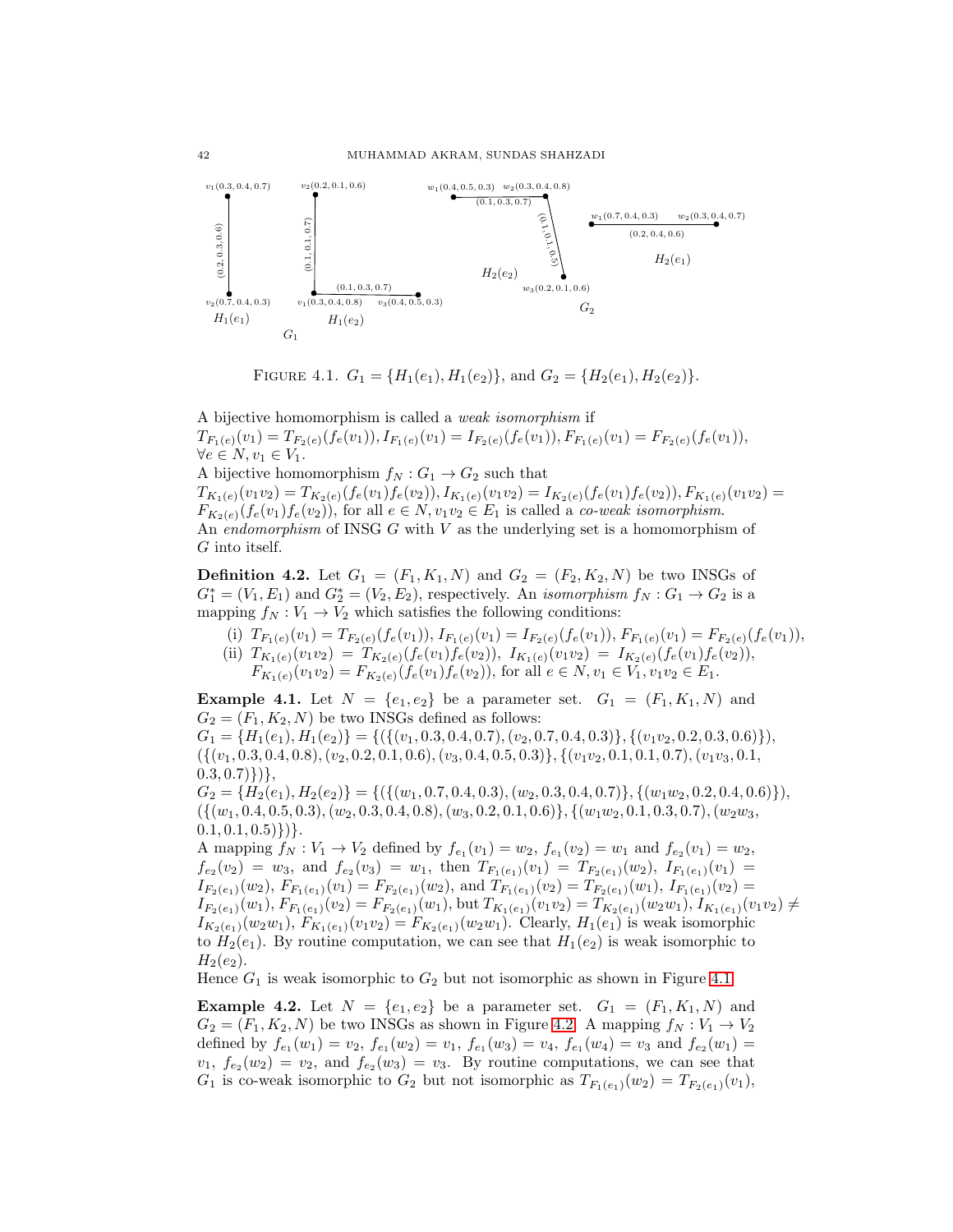FIGURE 4.1. $G_1 = \{H_1(e_1), H_1(e_2)\}$, and $G_2 = \{H_2(e_1), H_2(e_2)\}$.

A bijective homomorphism is called a *weak isomorphism* if
$T_{F_1(e)}(v_1) = T_{F_2(e)}(f_e(v_1)), I_{F_1(e)}(v_1) = I_{F_2(e)}(f_e(v_1)), F_{F_1(e)}(v_1) = F_{F_2(e)}(f_e(v_1))$, $\forall e \in N, v_1 \in V_1$.
A bijective homomorphism $f_N : G_1 \to G_2$ such that
$T_{K_1(e)}(v_1v_2) = T_{K_2(e)}(f_e(v_1)f_e(v_2)), I_{K_1(e)}(v_1v_2) = I_{K_2(e)}(f_e(v_1)f_e(v_2)), F_{K_1(e)}(v_1v_2) = F_{K_2(e)}(f_e(v_1)f_e(v_2))$, for all $e \in N, v_1v_2 \in E_1$ is called a *co-weak isomorphism*.
An *endomorphism* of INSG $G$ with $V$ as the underlying set is a homomorphism of $G$ into itself.

**Definition 4.2.** Let $G_1 = (F_1, K_1, N)$ and $G_2 = (F_2, K_2, N)$ be two INSGs of $G_1^* = (V_1, E_1)$ and $G_2^* = (V_2, E_2)$, respectively. An *isomorphism* $f_N : G_1 \to G_2$ is a mapping $f_N : V_1 \to V_2$ which satisfies the following conditions:

(i) $T_{F_1(e)}(v_1) = T_{F_2(e)}(f_e(v_1)), I_{F_1(e)}(v_1) = I_{F_2(e)}(f_e(v_1)), F_{F_1(e)}(v_1) = F_{F_2(e)}(f_e(v_1))$,
(ii) $T_{K_1(e)}(v_1v_2) = T_{K_2(e)}(f_e(v_1)f_e(v_2)),\ I_{K_1(e)}(v_1v_2) = I_{K_2(e)}(f_e(v_1)f_e(v_2))$, $F_{K_1(e)}(v_1v_2) = F_{K_2(e)}(f_e(v_1)f_e(v_2))$, for all $e \in N, v_1 \in V_1, v_1v_2 \in E_1$.

**Example 4.1.** Let $N = \{e_1, e_2\}$ be a parameter set. $G_1 = (F_1, K_1, N)$ and $G_2 = (F_2, K_2, N)$ be two INSGs defined as follows:
$G_1 = \{H_1(e_1), H_1(e_2)\} = \{(\{(v_1, 0.3, 0.4, 0.7), (v_2, 0.7, 0.4, 0.3)\}, \{(v_1v_2, 0.2, 0.3, 0.6)\}),$
$(\{(v_1, 0.3, 0.4, 0.8), (v_2, 0.2, 0.1, 0.6), (v_3, 0.4, 0.5, 0.3)\}, \{(v_1v_2, 0.1, 0.1, 0.7), (v_1v_3, 0.1, 0.3, 0.7)\})\}$,
$G_2 = \{H_2(e_1), H_2(e_2)\} = \{(\{(w_1, 0.7, 0.4, 0.3), (w_2, 0.3, 0.4, 0.7)\}, \{(w_1w_2, 0.2, 0.4, 0.6)\}),$
$(\{(w_1, 0.4, 0.5, 0.3), (w_2, 0.3, 0.4, 0.8), (w_3, 0.2, 0.1, 0.6)\}, \{(w_1w_2, 0.1, 0.3, 0.7), (w_2w_3, 0.1, 0.1, 0.5)\})\}$.
A mapping $f_N : V_1 \to V_2$ defined by $f_{e_1}(v_1) = w_2$, $f_{e_1}(v_2) = w_1$ and $f_{e_2}(v_1) = w_2$, $f_{e_2}(v_2) = w_3$, and $f_{e_2}(v_3) = w_1$, then $T_{F_1(e_1)}(v_1) = T_{F_2(e_1)}(w_2)$, $I_{F_1(e_1)}(v_1) = I_{F_2(e_1)}(w_2)$, $F_{F_1(e_1)}(v_1) = F_{F_2(e_1)}(w_2)$, and $T_{F_1(e_1)}(v_2) = T_{F_2(e_1)}(w_1)$, $I_{F_1(e_1)}(v_2) = I_{F_2(e_1)}(w_1)$, $F_{F_1(e_1)}(v_2) = F_{F_2(e_1)}(w_1)$, but $T_{K_1(e_1)}(v_1v_2) = T_{K_2(e_1)}(w_2w_1)$, $I_{K_1(e_1)}(v_1v_2) \neq I_{K_2(e_1)}(w_2w_1)$, $F_{K_1(e_1)}(v_1v_2) = F_{K_2(e_1)}(w_2w_1)$. Clearly, $H_1(e_1)$ is weak isomorphic to $H_2(e_1)$. By routine computation, we can see that $H_1(e_2)$ is weak isomorphic to $H_2(e_2)$.
Hence $G_1$ is weak isomorphic to $G_2$ but not isomorphic as shown in Figure 4.1.

**Example 4.2.** Let $N = \{e_1, e_2\}$ be a parameter set. $G_1 = (F_1, K_1, N)$ and $G_2 = (F_1, K_2, N)$ be two INSGs as shown in Figure 4.2. A mapping $f_N : V_1 \to V_2$ defined by $f_{e_1}(w_1) = v_2$, $f_{e_1}(w_2) = v_1$, $f_{e_1}(w_3) = v_4$, $f_{e_1}(w_4) = v_3$ and $f_{e_2}(w_1) = v_1$, $f_{e_2}(w_2) = v_2$, and $f_{e_2}(w_3) = v_3$. By routine computations, we can see that $G_1$ is co-weak isomorphic to $G_2$ but not isomorphic as $T_{F_1(e_1)}(w_2) = T_{F_2(e_1)}(v_1)$,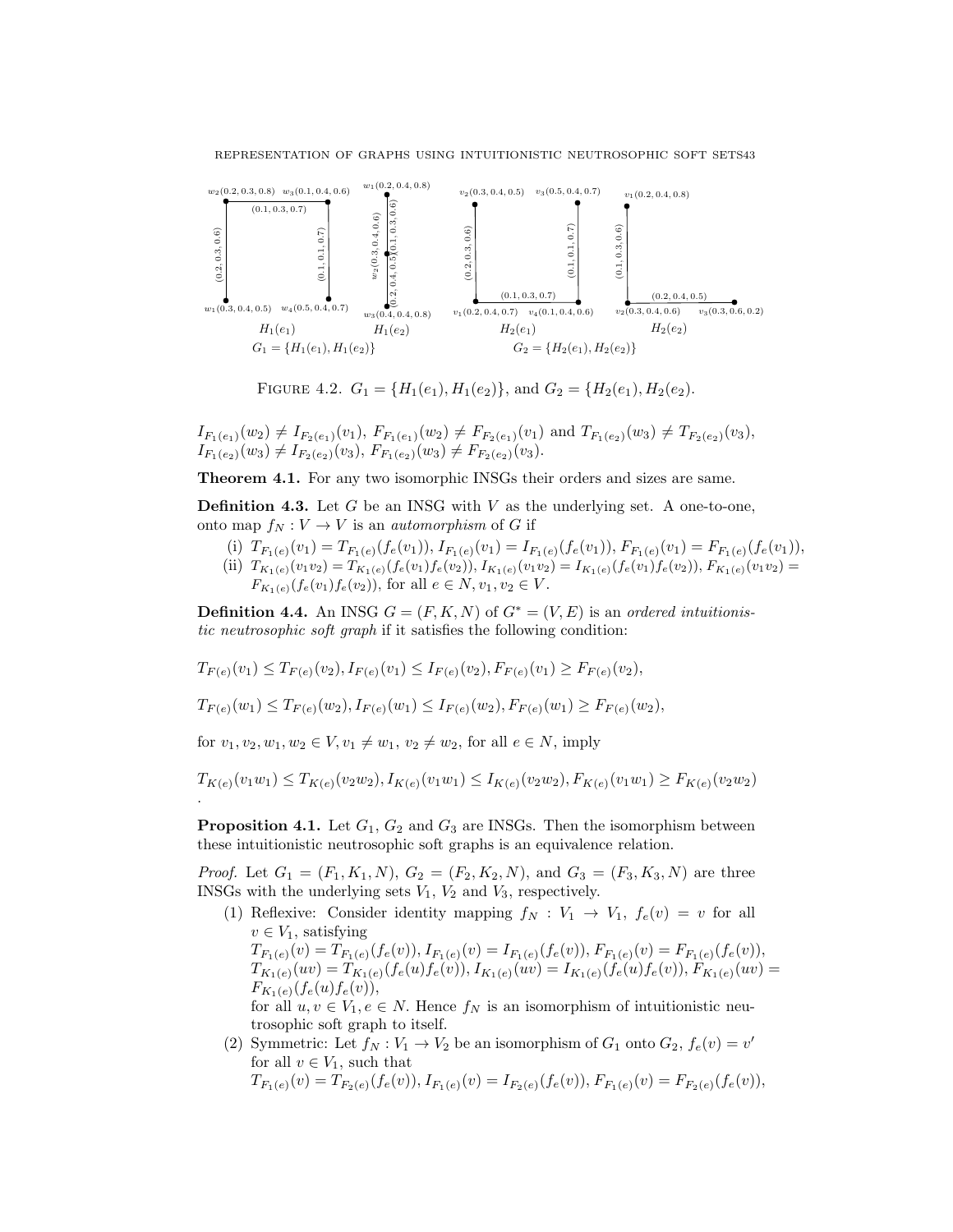FIGURE 4.2. $G_1 = \{H_1(e_1), H_1(e_2)\}$, and $G_2 = \{H_2(e_1), H_2(e_2)$.

$I_{F_1(e_1)}(w_2) \neq I_{F_2(e_1)}(v_1)$, $F_{F_1(e_1)}(w_2) \neq F_{F_2(e_1)}(v_1)$ and $T_{F_1(e_2)}(w_3) \neq T_{F_2(e_2)}(v_3)$, $I_{F_1(e_2)}(w_3) \neq I_{F_2(e_2)}(v_3)$, $F_{F_1(e_2)}(w_3) \neq F_{F_2(e_2)}(v_3)$.

**Theorem 4.1.** For any two isomorphic INSGs their orders and sizes are same.

**Definition 4.3.** Let $G$ be an INSG with $V$ as the underlying set. A one-to-one, onto map $f_N : V \to V$ is an *automorphism* of $G$ if

(i) $T_{F_1(e)}(v_1) = T_{F_1(e)}(f_e(v_1))$, $I_{F_1(e)}(v_1) = I_{F_1(e)}(f_e(v_1))$, $F_{F_1(e)}(v_1) = F_{F_1(e)}(f_e(v_1))$,

(ii) $T_{K_1(e)}(v_1v_2) = T_{K_1(e)}(f_e(v_1)f_e(v_2))$, $I_{K_1(e)}(v_1v_2) = I_{K_1(e)}(f_e(v_1)f_e(v_2))$, $F_{K_1(e)}(v_1v_2) = F_{K_1(e)}(f_e(v_1)f_e(v_2))$, for all $e \in N, v_1, v_2 \in V$.

**Definition 4.4.** An INSG $G = (F, K, N)$ of $G^* = (V, E)$ is an *ordered intuitionistic neutrosophic soft graph* if it satisfies the following condition:

$$T_{F(e)}(v_1) \leq T_{F(e)}(v_2), I_{F(e)}(v_1) \leq I_{F(e)}(v_2), F_{F(e)}(v_1) \geq F_{F(e)}(v_2),$$

$$T_{F(e)}(w_1) \leq T_{F(e)}(w_2), I_{F(e)}(w_1) \leq I_{F(e)}(w_2), F_{F(e)}(w_1) \geq F_{F(e)}(w_2),$$

for $v_1, v_2, w_1, w_2 \in V, v_1 \neq w_1,\ v_2 \neq w_2$, for all $e \in N$, imply

$$T_{K(e)}(v_1w_1) \leq T_{K(e)}(v_2w_2), I_{K(e)}(v_1w_1) \leq I_{K(e)}(v_2w_2), F_{K(e)}(v_1w_1) \geq F_{K(e)}(v_2w_2)$$

.

**Proposition 4.1.** Let $G_1$, $G_2$ and $G_3$ are INSGs. Then the isomorphism between these intuitionistic neutrosophic soft graphs is an equivalence relation.

*Proof.* Let $G_1 = (F_1, K_1, N)$, $G_2 = (F_2, K_2, N)$, and $G_3 = (F_3, K_3, N)$ are three INSGs with the underlying sets $V_1$, $V_2$ and $V_3$, respectively.

(1) Reflexive: Consider identity mapping $f_N : V_1 \to V_1$, $f_e(v) = v$ for all $v \in V_1$, satisfying
$T_{F_1(e)}(v) = T_{F_1(e)}(f_e(v))$, $I_{F_1(e)}(v) = I_{F_1(e)}(f_e(v))$, $F_{F_1(e)}(v) = F_{F_1(e)}(f_e(v))$,
$T_{K_1(e)}(uv) = T_{K_1(e)}(f_e(u)f_e(v))$, $I_{K_1(e)}(uv) = I_{K_1(e)}(f_e(u)f_e(v))$, $F_{K_1(e)}(uv) = F_{K_1(e)}(f_e(u)f_e(v))$,
for all $u, v \in V_1, e \in N$. Hence $f_N$ is an isomorphism of intuitionistic neutrosophic soft graph to itself.

(2) Symmetric: Let $f_N : V_1 \to V_2$ be an isomorphism of $G_1$ onto $G_2$, $f_e(v) = v'$ for all $v \in V_1$, such that
$T_{F_1(e)}(v) = T_{F_2(e)}(f_e(v))$, $I_{F_1(e)}(v) = I_{F_2(e)}(f_e(v))$, $F_{F_1(e)}(v) = F_{F_2(e)}(f_e(v))$,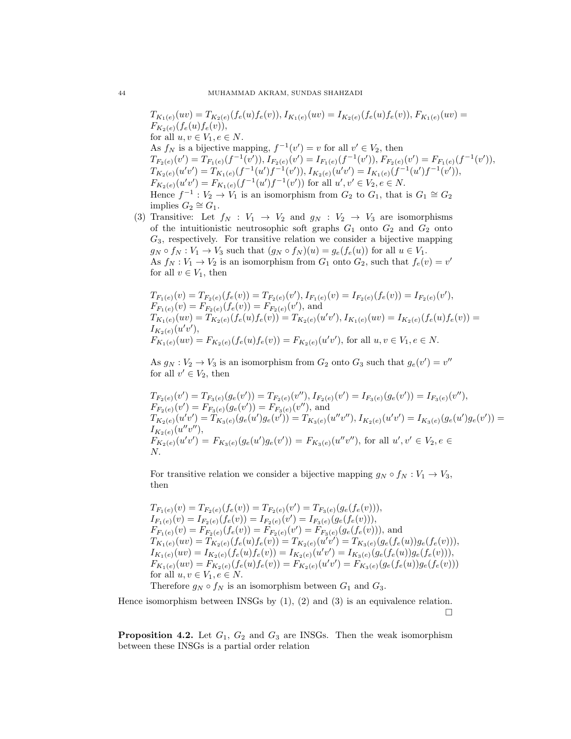$T_{K_1(e)}(uv) = T_{K_2(e)}(f_e(u)f_e(v)), I_{K_1(e)}(uv) = I_{K_2(e)}(f_e(u)f_e(v)), F_{K_1(e)}(uv) = F_{K_2(e)}(f_e(u)f_e(v))$,
for all $u, v \in V_1, e \in N$.
As $f_N$ is a bijective mapping, $f^{-1}(v') = v$ for all $v' \in V_2$, then
$T_{F_2(e)}(v') = T_{F_1(e)}(f^{-1}(v')), I_{F_2(e)}(v') = I_{F_1(e)}(f^{-1}(v')), F_{F_2(e)}(v') = F_{F_1(e)}(f^{-1}(v'))$,
$T_{K_2(e)}(u'v') = T_{K_1(e)}(f^{-1}(u')f^{-1}(v')), I_{K_2(e)}(u'v') = I_{K_1(e)}(f^{-1}(u')f^{-1}(v'))$,
$F_{K_2(e)}(u'v') = F_{K_1(e)}(f^{-1}(u')f^{-1}(v'))$ for all $u', v' \in V_2, e \in N$.
Hence $f^{-1} : V_2 \to V_1$ is an isomorphism from $G_2$ to $G_1$, that is $G_1 \cong G_2$ implies $G_2 \cong G_1$.

(3) Transitive: Let $f_N : V_1 \to V_2$ and $g_N : V_2 \to V_3$ are isomorphisms of the intuitionistic neutrosophic soft graphs $G_1$ onto $G_2$ and $G_2$ onto $G_3$, respectively. For transitive relation we consider a bijective mapping $g_N \circ f_N : V_1 \to V_3$ such that $(g_N \circ f_N)(u) = g_e(f_e(u))$ for all $u \in V_1$.
As $f_N : V_1 \to V_2$ is an isomorphism from $G_1$ onto $G_2$, such that $f_e(v) = v'$ for all $v \in V_1$, then

$T_{F_1(e)}(v) = T_{F_2(e)}(f_e(v)) = T_{F_2(e)}(v'), I_{F_1(e)}(v) = I_{F_2(e)}(f_e(v)) = I_{F_2(e)}(v')$,
$F_{F_1(e)}(v) = F_{F_2(e)}(f_e(v)) = F_{F_2(e)}(v')$, and
$T_{K_1(e)}(uv) = T_{K_2(e)}(f_e(u)f_e(v)) = T_{K_2(e)}(u'v'), I_{K_1(e)}(uv) = I_{K_2(e)}(f_e(u)f_e(v)) = I_{K_2(e)}(u'v')$,
$F_{K_1(e)}(uv) = F_{K_2(e)}(f_e(u)f_e(v)) = F_{K_2(e)}(u'v')$, for all $u, v \in V_1, e \in N$.

As $g_N : V_2 \to V_3$ is an isomorphism from $G_2$ onto $G_3$ such that $g_e(v') = v''$ for all $v' \in V_2$, then

$T_{F_2(e)}(v') = T_{F_3(e)}(g_e(v')) = T_{F_2(e)}(v''), I_{F_2(e)}(v') = I_{F_3(e)}(g_e(v')) = I_{F_3(e)}(v'')$,
$F_{F_2(e)}(v') = F_{F_3(e)}(g_e(v')) = F_{F_3(e)}(v'')$, and
$T_{K_2(e)}(u'v') = T_{K_3(e)}(g_e(u')g_e(v')) = T_{K_3(e)}(u''v''), I_{K_2(e)}(u'v') = I_{K_3(e)}(g_e(u')g_e(v')) = I_{K_2(e)}(u''v'')$,
$F_{K_2(e)}(u'v') = F_{K_3(e)}(g_e(u')g_e(v')) = F_{K_3(e)}(u''v'')$, for all $u', v' \in V_2, e \in N$.

For transitive relation we consider a bijective mapping $g_N \circ f_N : V_1 \to V_3$, then

$T_{F_1(e)}(v) = T_{F_2(e)}(f_e(v)) = T_{F_2(e)}(v') = T_{F_3(e)}(g_e(f_e(v)))$,
$I_{F_1(e)}(v) = I_{F_2(e)}(f_e(v)) = I_{F_2(e)}(v') = I_{F_3(e)}(g_e(f_e(v)))$,
$F_{F_1(e)}(v) = F_{F_2(e)}(f_e(v)) = F_{F_2(e)}(v') = F_{F_3(e)}(g_e(f_e(v)))$, and
$T_{K_1(e)}(uv) = T_{K_2(e)}(f_e(u)f_e(v)) = T_{K_2(e)}(u'v') = T_{K_3(e)}(g_e(f_e(u))g_e(f_e(v)))$,
$I_{K_1(e)}(uv) = I_{K_2(e)}(f_e(u)f_e(v)) = I_{K_2(e)}(u'v') = I_{K_3(e)}(g_e(f_e(u))g_e(f_e(v)))$,
$F_{K_1(e)}(uv) = F_{K_2(e)}(f_e(u)f_e(v)) = F_{K_2(e)}(u'v') = F_{K_3(e)}(g_e(f_e(u))g_e(f_e(v)))$
for all $u, v \in V_1, e \in N$.
Therefore $g_N \circ f_N$ is an isomorphism between $G_1$ and $G_3$.

Hence isomorphism between INSGs by (1), (2) and (3) is an equivalence relation. □

**Proposition 4.2.** Let $G_1$, $G_2$ and $G_3$ are INSGs. Then the weak isomorphism between these INSGs is a partial order relation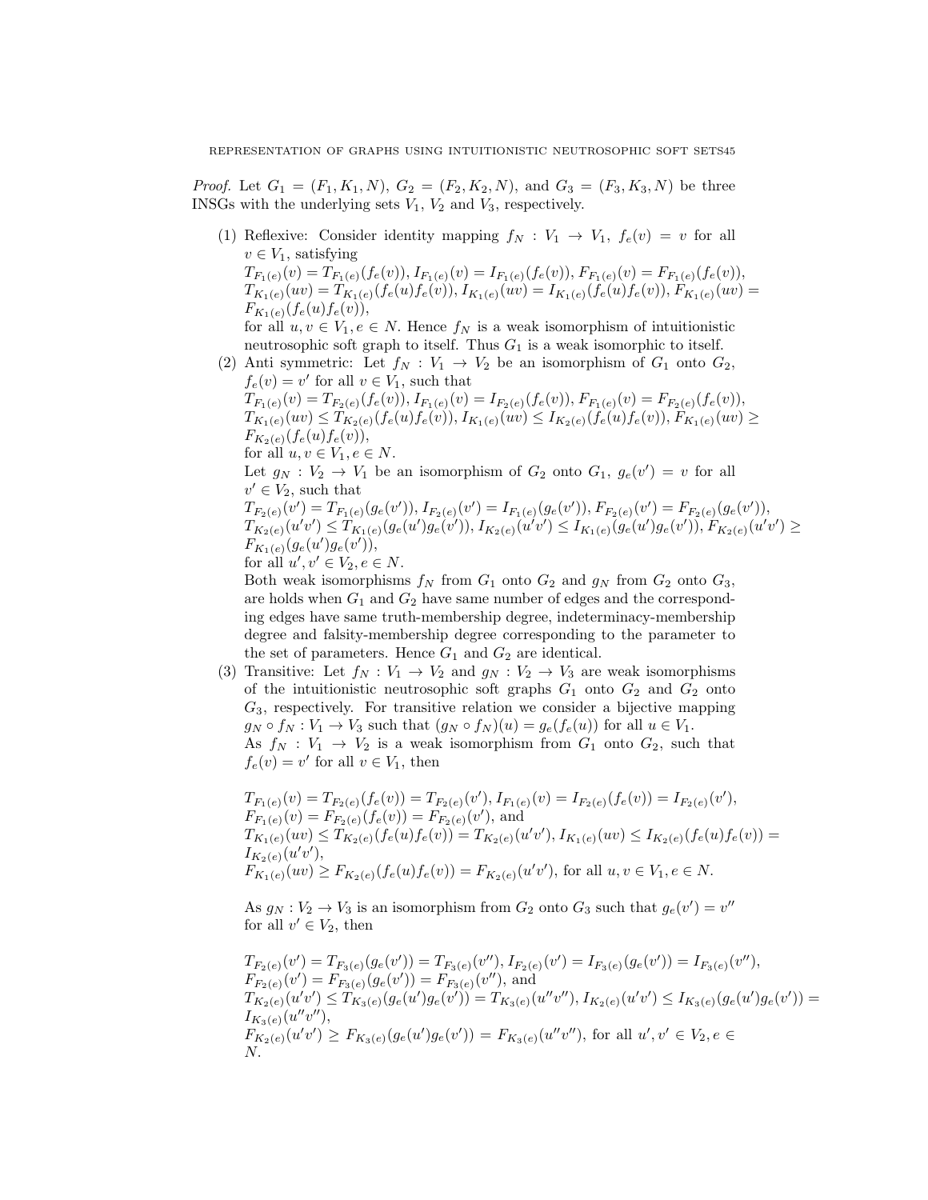*Proof.* Let $G_1 = (F_1, K_1, N)$, $G_2 = (F_2, K_2, N)$, and $G_3 = (F_3, K_3, N)$ be three INSGs with the underlying sets $V_1$, $V_2$ and $V_3$, respectively.

(1) Reflexive: Consider identity mapping $f_N : V_1 \to V_1$, $f_e(v) = v$ for all $v \in V_1$, satisfying
$T_{F_1(e)}(v) = T_{F_1(e)}(f_e(v)), I_{F_1(e)}(v) = I_{F_1(e)}(f_e(v)), F_{F_1(e)}(v) = F_{F_1(e)}(f_e(v)),$
$T_{K_1(e)}(uv) = T_{K_1(e)}(f_e(u)f_e(v)), I_{K_1(e)}(uv) = I_{K_1(e)}(f_e(u)f_e(v)), F_{K_1(e)}(uv) = F_{K_1(e)}(f_e(u)f_e(v)),$
for all $u, v \in V_1, e \in N$. Hence $f_N$ is a weak isomorphism of intuitionistic neutrosophic soft graph to itself. Thus $G_1$ is a weak isomorphic to itself.

(2) Anti symmetric: Let $f_N : V_1 \to V_2$ be an isomorphism of $G_1$ onto $G_2$, $f_e(v) = v'$ for all $v \in V_1$, such that
$T_{F_1(e)}(v) = T_{F_2(e)}(f_e(v)), I_{F_1(e)}(v) = I_{F_2(e)}(f_e(v)), F_{F_1(e)}(v) = F_{F_2(e)}(f_e(v)),$
$T_{K_1(e)}(uv) \leq T_{K_2(e)}(f_e(u)f_e(v)), I_{K_1(e)}(uv) \leq I_{K_2(e)}(f_e(u)f_e(v)), F_{K_1(e)}(uv) \geq F_{K_2(e)}(f_e(u)f_e(v)),$
for all $u, v \in V_1, e \in N$.
Let $g_N : V_2 \to V_1$ be an isomorphism of $G_2$ onto $G_1$, $g_e(v') = v$ for all $v' \in V_2$, such that
$T_{F_2(e)}(v') = T_{F_1(e)}(g_e(v')), I_{F_2(e)}(v') = I_{F_1(e)}(g_e(v')), F_{F_2(e)}(v') = F_{F_2(e)}(g_e(v')),$
$T_{K_2(e)}(u'v') \leq T_{K_1(e)}(g_e(u')g_e(v')), I_{K_2(e)}(u'v') \leq I_{K_1(e)}(g_e(u')g_e(v')), F_{K_2(e)}(u'v') \geq F_{K_1(e)}(g_e(u')g_e(v')),$
for all $u', v' \in V_2, e \in N$.
Both weak isomorphisms $f_N$ from $G_1$ onto $G_2$ and $g_N$ from $G_2$ onto $G_3$, are holds when $G_1$ and $G_2$ have same number of edges and the corresponding edges have same truth-membership degree, indeterminacy-membership degree and falsity-membership degree corresponding to the parameter to the set of parameters. Hence $G_1$ and $G_2$ are identical.

(3) Transitive: Let $f_N : V_1 \to V_2$ and $g_N : V_2 \to V_3$ are weak isomorphisms of the intuitionistic neutrosophic soft graphs $G_1$ onto $G_2$ and $G_2$ onto $G_3$, respectively. For transitive relation we consider a bijective mapping $g_N \circ f_N : V_1 \to V_3$ such that $(g_N \circ f_N)(u) = g_e(f_e(u))$ for all $u \in V_1$.
As $f_N : V_1 \to V_2$ is a weak isomorphism from $G_1$ onto $G_2$, such that $f_e(v) = v'$ for all $v \in V_1$, then

$T_{F_1(e)}(v) = T_{F_2(e)}(f_e(v)) = T_{F_2(e)}(v'), I_{F_1(e)}(v) = I_{F_2(e)}(f_e(v)) = I_{F_2(e)}(v'),$
$F_{F_1(e)}(v) = F_{F_2(e)}(f_e(v)) = F_{F_2(e)}(v')$, and
$T_{K_1(e)}(uv) \leq T_{K_2(e)}(f_e(u)f_e(v)) = T_{K_2(e)}(u'v'), I_{K_1(e)}(uv) \leq I_{K_2(e)}(f_e(u)f_e(v)) = I_{K_2(e)}(u'v'),$
$F_{K_1(e)}(uv) \geq F_{K_2(e)}(f_e(u)f_e(v)) = F_{K_2(e)}(u'v')$, for all $u, v \in V_1, e \in N$.

As $g_N : V_2 \to V_3$ is an isomorphism from $G_2$ onto $G_3$ such that $g_e(v') = v''$ for all $v' \in V_2$, then

$T_{F_2(e)}(v') = T_{F_3(e)}(g_e(v')) = T_{F_3(e)}(v''), I_{F_2(e)}(v') = I_{F_3(e)}(g_e(v')) = I_{F_3(e)}(v''),$
$F_{F_2(e)}(v') = F_{F_3(e)}(g_e(v')) = F_{F_3(e)}(v'')$, and
$T_{K_2(e)}(u'v') \leq T_{K_3(e)}(g_e(u')g_e(v')) = T_{K_3(e)}(u''v''), I_{K_2(e)}(u'v') \leq I_{K_3(e)}(g_e(u')g_e(v')) = I_{K_3(e)}(u''v''),$
$F_{K_2(e)}(u'v') \geq F_{K_3(e)}(g_e(u')g_e(v')) = F_{K_3(e)}(u''v'')$, for all $u', v' \in V_2, e \in N$.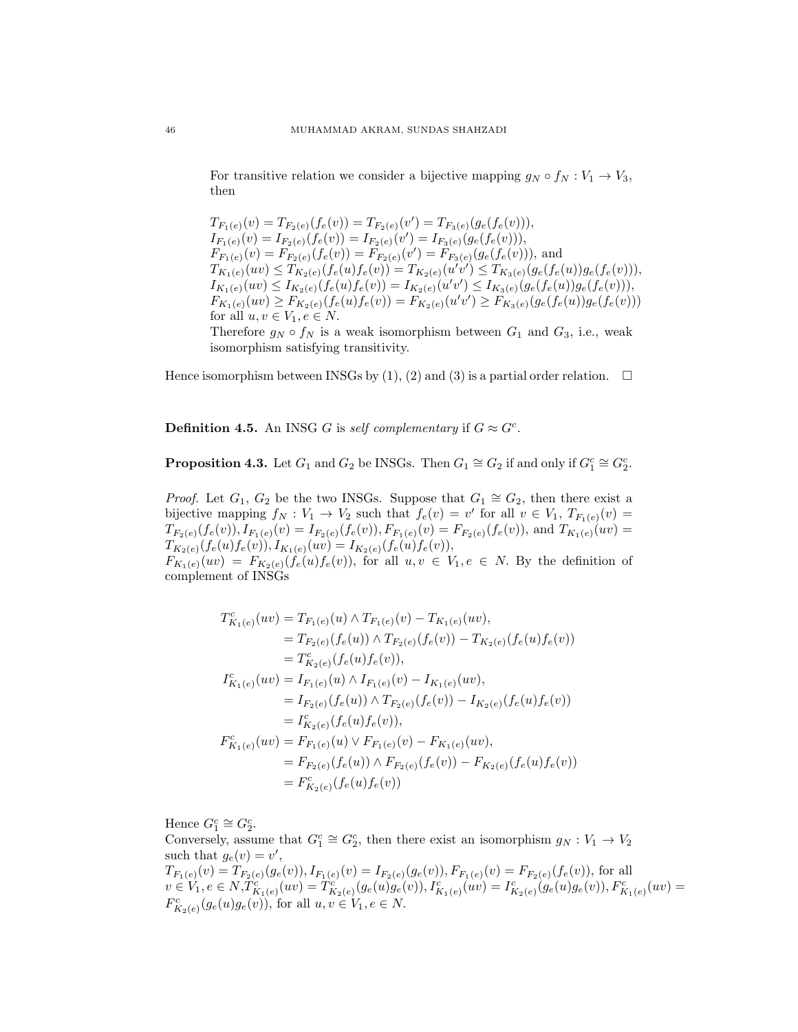For transitive relation we consider a bijective mapping $g_N \circ f_N : V_1 \to V_3$, then

$T_{F_1(e)}(v) = T_{F_2(e)}(f_e(v)) = T_{F_2(e)}(v') = T_{F_3(e)}(g_e(f_e(v)))$,
$I_{F_1(e)}(v) = I_{F_2(e)}(f_e(v)) = I_{F_2(e)}(v') = I_{F_3(e)}(g_e(f_e(v)))$,
$F_{F_1(e)}(v) = F_{F_2(e)}(f_e(v)) = F_{F_2(e)}(v') = F_{F_3(e)}(g_e(f_e(v)))$, and
$T_{K_1(e)}(uv) \leq T_{K_2(e)}(f_e(u)f_e(v)) = T_{K_2(e)}(u'v') \leq T_{K_3(e)}(g_e(f_e(u))g_e(f_e(v)))$,
$I_{K_1(e)}(uv) \leq I_{K_2(e)}(f_e(u)f_e(v)) = I_{K_2(e)}(u'v') \leq I_{K_3(e)}(g_e(f_e(u))g_e(f_e(v)))$,
$F_{K_1(e)}(uv) \geq F_{K_2(e)}(f_e(u)f_e(v)) = F_{K_2(e)}(u'v') \geq F_{K_3(e)}(g_e(f_e(u))g_e(f_e(v)))$
for all $u, v \in V_1, e \in N$.
Therefore $g_N \circ f_N$ is a weak isomorphism between $G_1$ and $G_3$, i.e., weak isomorphism satisfying transitivity.

Hence isomorphism between INSGs by (1), (2) and (3) is a partial order relation. □

**Definition 4.5.** An INSG $G$ is *self complementary* if $G \approx G^c$.

**Proposition 4.3.** Let $G_1$ and $G_2$ be INSGs. Then $G_1 \cong G_2$ if and only if $G_1^c \cong G_2^c$.

*Proof.* Let $G_1$, $G_2$ be the two INSGs. Suppose that $G_1 \cong G_2$, then there exist a bijective mapping $f_N : V_1 \to V_2$ such that $f_e(v) = v'$ for all $v \in V_1$, $T_{F_1(e)}(v) = T_{F_2(e)}(f_e(v)), I_{F_1(e)}(v) = I_{F_2(e)}(f_e(v)), F_{F_1(e)}(v) = F_{F_2(e)}(f_e(v))$, and $T_{K_1(e)}(uv) = T_{K_2(e)}(f_e(u)f_e(v)), I_{K_1(e)}(uv) = I_{K_2(e)}(f_e(u)f_e(v))$,
$F_{K_1(e)}(uv) = F_{K_2(e)}(f_e(u)f_e(v))$, for all $u, v \in V_1, e \in N$. By the definition of complement of INSGs

$$
\begin{aligned}
T^c_{K_1(e)}(uv) &= T_{F_1(e)}(u) \wedge T_{F_1(e)}(v) - T_{K_1(e)}(uv), \\
&= T_{F_2(e)}(f_e(u)) \wedge T_{F_2(e)}(f_e(v)) - T_{K_2(e)}(f_e(u)f_e(v)) \\
&= T^c_{K_2(e)}(f_e(u)f_e(v)), \\
I^c_{K_1(e)}(uv) &= I_{F_1(e)}(u) \wedge I_{F_1(e)}(v) - I_{K_1(e)}(uv), \\
&= I_{F_2(e)}(f_e(u)) \wedge T_{F_2(e)}(f_e(v)) - I_{K_2(e)}(f_e(u)f_e(v)) \\
&= I^c_{K_2(e)}(f_e(u)f_e(v)), \\
F^c_{K_1(e)}(uv) &= F_{F_1(e)}(u) \vee F_{F_1(e)}(v) - F_{K_1(e)}(uv), \\
&= F_{F_2(e)}(f_e(u)) \wedge F_{F_2(e)}(f_e(v)) - F_{K_2(e)}(f_e(u)f_e(v)) \\
&= F^c_{K_2(e)}(f_e(u)f_e(v))
\end{aligned}
$$

Hence $G_1^c \cong G_2^c$.
Conversely, assume that $G_1^c \cong G_2^c$, then there exist an isomorphism $g_N : V_1 \to V_2$ such that $g_e(v) = v'$,
$T_{F_1(e)}(v) = T_{F_2(e)}(g_e(v)), I_{F_1(e)}(v) = I_{F_2(e)}(g_e(v)), F_{F_1(e)}(v) = F_{F_2(e)}(f_e(v))$, for all $v \in V_1, e \in N$, $T^c_{K_1(e)}(uv) = T^c_{K_2(e)}(g_e(u)g_e(v)), I^c_{K_1(e)}(uv) = I^c_{K_2(e)}(g_e(u)g_e(v)), F^c_{K_1(e)}(uv) = F^c_{K_2(e)}(g_e(u)g_e(v))$, for all $u, v \in V_1, e \in N$.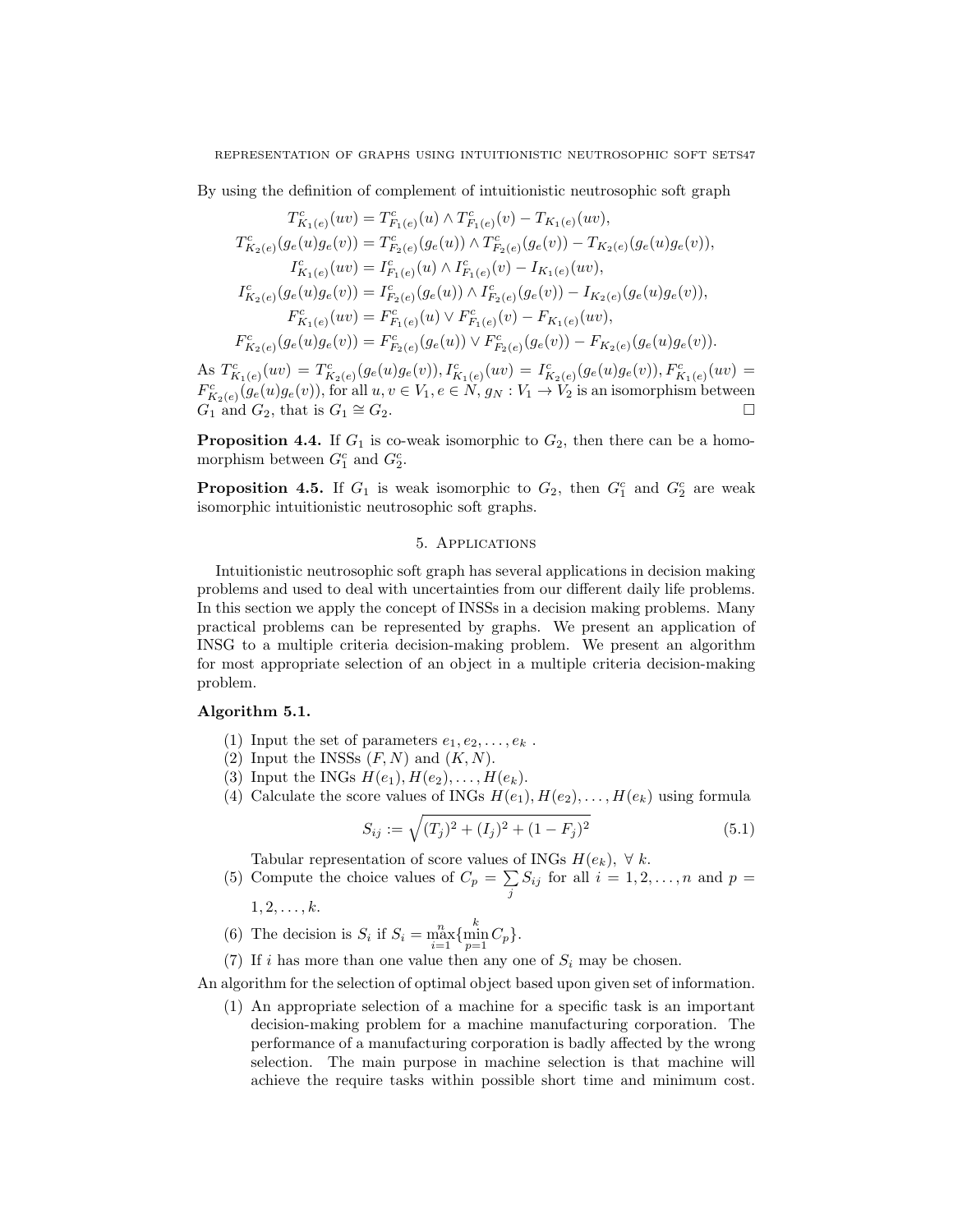By using the definition of complement of intuitionistic neutrosophic soft graph

$$
\begin{aligned}
T^c_{K_1(e)}(uv) &= T^c_{F_1(e)}(u) \wedge T^c_{F_1(e)}(v) - T_{K_1(e)}(uv),\\
T^c_{K_2(e)}(g_e(u)g_e(v)) &= T^c_{F_2(e)}(g_e(u)) \wedge T^c_{F_2(e)}(g_e(v)) - T_{K_2(e)}(g_e(u)g_e(v)),\\
I^c_{K_1(e)}(uv) &= I^c_{F_1(e)}(u) \wedge I^c_{F_1(e)}(v) - I_{K_1(e)}(uv),\\
I^c_{K_2(e)}(g_e(u)g_e(v)) &= I^c_{F_2(e)}(g_e(u)) \wedge I^c_{F_2(e)}(g_e(v)) - I_{K_2(e)}(g_e(u)g_e(v)),\\
F^c_{K_1(e)}(uv) &= F^c_{F_1(e)}(u) \vee F^c_{F_1(e)}(v) - F_{K_1(e)}(uv),\\
F^c_{K_2(e)}(g_e(u)g_e(v)) &= F^c_{F_2(e)}(g_e(u)) \vee F^c_{F_2(e)}(g_e(v)) - F_{K_2(e)}(g_e(u)g_e(v)).
\end{aligned}
$$

As $T^c_{K_1(e)}(uv) = T^c_{K_2(e)}(g_e(u)g_e(v)), I^c_{K_1(e)}(uv) = I^c_{K_2(e)}(g_e(u)g_e(v)), F^c_{K_1(e)}(uv) = F^c_{K_2(e)}(g_e(u)g_e(v))$, for all $u, v \in V_1, e \in N$, $g_N : V_1 \to V_2$ is an isomorphism between $G_1$ and $G_2$, that is $G_1 \cong G_2$. □

**Proposition 4.4.** If $G_1$ is co-weak isomorphic to $G_2$, then there can be a homomorphism between $G_1^c$ and $G_2^c$.

**Proposition 4.5.** If $G_1$ is weak isomorphic to $G_2$, then $G_1^c$ and $G_2^c$ are weak isomorphic intuitionistic neutrosophic soft graphs.

## 5. Applications

Intuitionistic neutrosophic soft graph has several applications in decision making problems and used to deal with uncertainties from our different daily life problems. In this section we apply the concept of INSSs in a decision making problems. Many practical problems can be represented by graphs. We present an application of INSG to a multiple criteria decision-making problem. We present an algorithm for most appropriate selection of an object in a multiple criteria decision-making problem.

**Algorithm 5.1.**

1. Input the set of parameters $e_1, e_2, \ldots, e_k$ .
2. Input the INSSs $(F, N)$ and $(K, N)$.
3. Input the INGs $H(e_1), H(e_2), \ldots, H(e_k)$.
4. Calculate the score values of INGs $H(e_1), H(e_2), \ldots, H(e_k)$ using formula

$$S_{ij} := \sqrt{(T_j)^2 + (I_j)^2 + (1 - F_j)^2} \tag{5.1}$$

   Tabular representation of score values of INGs $H(e_k),\ \forall\ k$.
5. Compute the choice values of $C_p = \sum_j S_{ij}$ for all $i = 1, 2, \ldots, n$ and $p = 1, 2, \ldots, k$.
6. The decision is $S_i$ if $S_i = \max_{i=1}^{n}\{\min_{p=1}^{k} C_p\}$.
7. If $i$ has more than one value then any one of $S_i$ may be chosen.

An algorithm for the selection of optimal object based upon given set of information.

1. An appropriate selection of a machine for a specific task is an important decision-making problem for a machine manufacturing corporation. The performance of a manufacturing corporation is badly affected by the wrong selection. The main purpose in machine selection is that machine will achieve the require tasks within possible short time and minimum cost.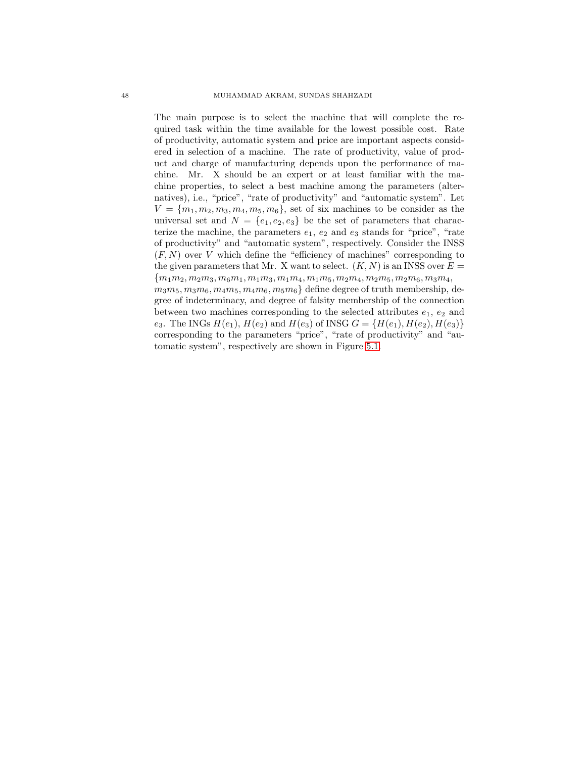The main purpose is to select the machine that will complete the required task within the time available for the lowest possible cost. Rate of productivity, automatic system and price are important aspects considered in selection of a machine. The rate of productivity, value of product and charge of manufacturing depends upon the performance of machine. Mr. X should be an expert or at least familiar with the machine properties, to select a best machine among the parameters (alternatives), i.e., "price", "rate of productivity" and "automatic system". Let $V = \{m_1, m_2, m_3, m_4, m_5, m_6\}$, set of six machines to be consider as the universal set and $N = \{e_1, e_2, e_3\}$ be the set of parameters that characterize the machine, the parameters $e_1$, $e_2$ and $e_3$ stands for "price", "rate of productivity" and "automatic system", respectively. Consider the INSS $(F, N)$ over $V$ which define the "efficiency of machines" corresponding to the given parameters that Mr. X want to select. $(K, N)$ is an INSS over $E = \{m_1m_2, m_2m_3, m_6m_1, m_1m_3, m_1m_4, m_1m_5, m_2m_4, m_2m_5, m_2m_6, m_3m_4, m_3m_5, m_3m_6, m_4m_5, m_4m_6, m_5m_6\}$ define degree of truth membership, degree of indeterminacy, and degree of falsity membership of the connection between two machines corresponding to the selected attributes $e_1$, $e_2$ and $e_3$. The INGs $H(e_1)$, $H(e_2)$ and $H(e_3)$ of INSG $G = \{H(e_1), H(e_2), H(e_3)\}$ corresponding to the parameters "price", "rate of productivity" and "automatic system", respectively are shown in Figure 5.1.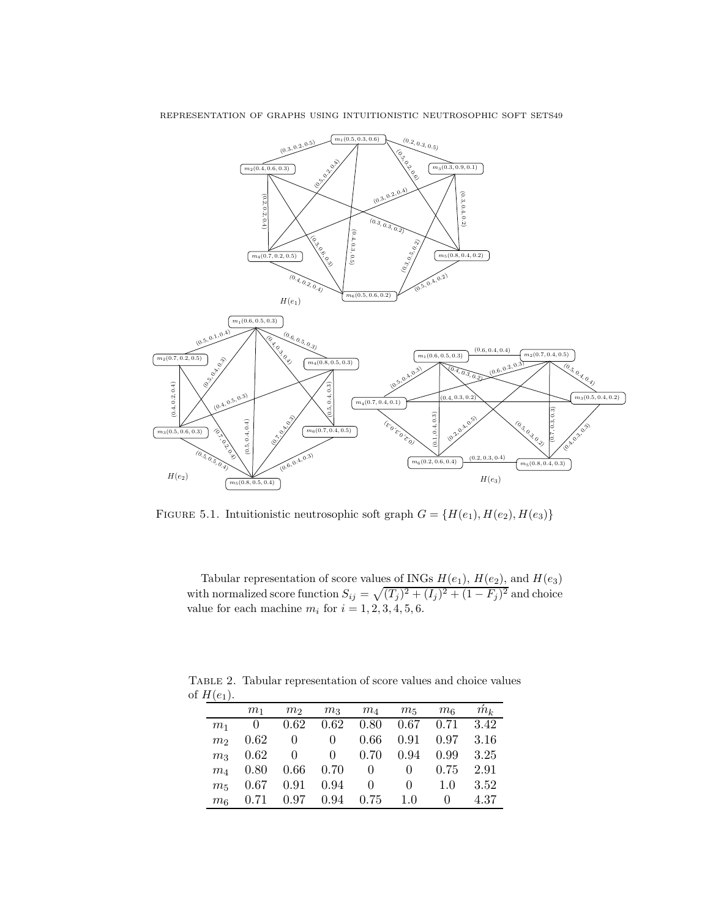FIGURE 5.1. Intuitionistic neutrosophic soft graph $G = \{H(e_1), H(e_2), H(e_3)\}$

Tabular representation of score values of INGs $H(e_1)$, $H(e_2)$, and $H(e_3)$ with normalized score function $S_{ij} = \sqrt{(T_j)^2 + (I_j)^2 + (1 - F_j)^2}$ and choice value for each machine $m_i$ for $i = 1, 2, 3, 4, 5, 6$.

TABLE 2. Tabular representation of score values and choice values of $H(e_1)$.

| | $m_1$ | $m_2$ | $m_3$ | $m_4$ | $m_5$ | $m_6$ | $\acute{m}_k$ |
|---|---|---|---|---|---|---|---|
| $m_1$ | 0 | 0.62 | 0.62 | 0.80 | 0.67 | 0.71 | 3.42 |
| $m_2$ | 0.62 | 0 | 0 | 0.66 | 0.91 | 0.97 | 3.16 |
| $m_3$ | 0.62 | 0 | 0 | 0.70 | 0.94 | 0.99 | 3.25 |
| $m_4$ | 0.80 | 0.66 | 0.70 | 0 | 0 | 0.75 | 2.91 |
| $m_5$ | 0.67 | 0.91 | 0.94 | 0 | 0 | 1.0 | 3.52 |
| $m_6$ | 0.71 | 0.97 | 0.94 | 0.75 | 1.0 | 0 | 4.37 |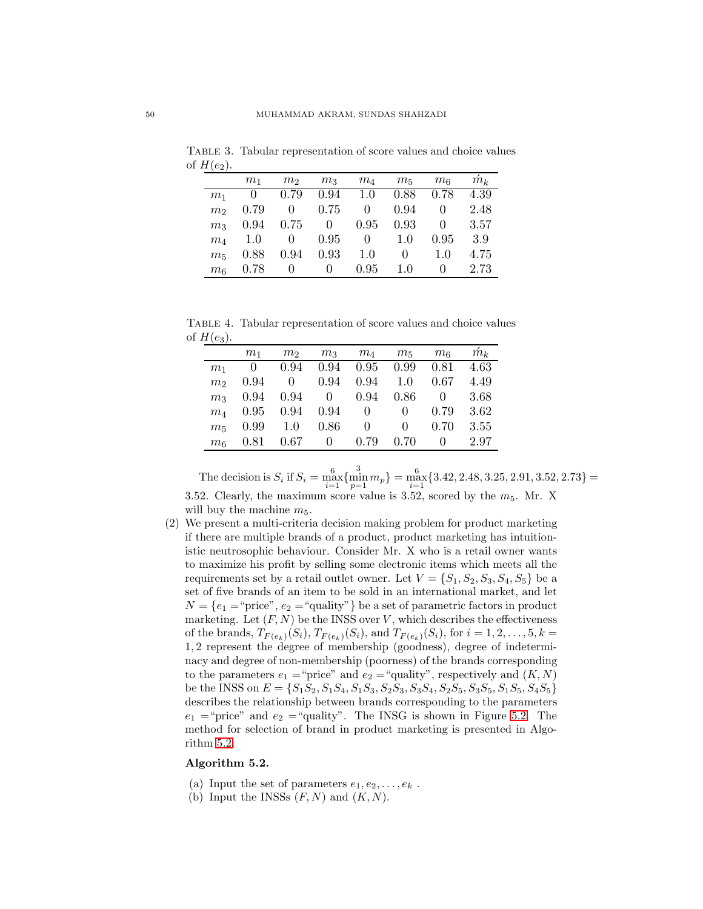Table 3. Tabular representation of score values and choice values of $H(e_2)$.

| | $m_1$ | $m_2$ | $m_3$ | $m_4$ | $m_5$ | $m_6$ | $\acute{m}_k$ |
|---|---|---|---|---|---|---|---|
| $m_1$ | 0 | 0.79 | 0.94 | 1.0 | 0.88 | 0.78 | 4.39 |
| $m_2$ | 0.79 | 0 | 0.75 | 0 | 0.94 | 0 | 2.48 |
| $m_3$ | 0.94 | 0.75 | 0 | 0.95 | 0.93 | 0 | 3.57 |
| $m_4$ | 1.0 | 0 | 0.95 | 0 | 1.0 | 0.95 | 3.9 |
| $m_5$ | 0.88 | 0.94 | 0.93 | 1.0 | 0 | 1.0 | 4.75 |
| $m_6$ | 0.78 | 0 | 0 | 0.95 | 1.0 | 0 | 2.73 |

Table 4. Tabular representation of score values and choice values of $H(e_3)$.

| | $m_1$ | $m_2$ | $m_3$ | $m_4$ | $m_5$ | $m_6$ | $\acute{m}_k$ |
|---|---|---|---|---|---|---|---|
| $m_1$ | 0 | 0.94 | 0.94 | 0.95 | 0.99 | 0.81 | 4.63 |
| $m_2$ | 0.94 | 0 | 0.94 | 0.94 | 1.0 | 0.67 | 4.49 |
| $m_3$ | 0.94 | 0.94 | 0 | 0.94 | 0.86 | 0 | 3.68 |
| $m_4$ | 0.95 | 0.94 | 0.94 | 0 | 0 | 0.79 | 3.62 |
| $m_5$ | 0.99 | 1.0 | 0.86 | 0 | 0 | 0.70 | 3.55 |
| $m_6$ | 0.81 | 0.67 | 0 | 0.79 | 0.70 | 0 | 2.97 |

The decision is $S_i$ if $S_i = \max_{i=1}^{6}\{\min_{p=1}^{3} m_p\} = \max_{i=1}^{6}\{3.42, 2.48, 3.25, 2.91, 3.52, 2.73\} = 3.52$. Clearly, the maximum score value is 3.52, scored by the $m_5$. Mr. X will buy the machine $m_5$.

(2) We present a multi-criteria decision making problem for product marketing if there are multiple brands of a product, product marketing has intuitionistic neutrosophic behaviour. Consider Mr. X who is a retail owner wants to maximize his profit by selling some electronic items which meets all the requirements set by a retail outlet owner. Let $V = \{S_1, S_2, S_3, S_4, S_5\}$ be a set of five brands of an item to be sold in an international market, and let $N = \{e_1 =$"price", $e_2 =$"quality"$\}$ be a set of parametric factors in product marketing. Let $(F, N)$ be the INSS over $V$, which describes the effectiveness of the brands, $T_{F(e_k)}(S_i)$, $T_{F(e_k)}(S_i)$, and $T_{F(e_k)}(S_i)$, for $i = 1, 2, \ldots, 5, k = 1, 2$ represent the degree of membership (goodness), degree of indeterminacy and degree of non-membership (poorness) of the brands corresponding to the parameters $e_1 =$"price" and $e_2 =$"quality", respectively and $(K, N)$ be the INSS on $E = \{S_1S_2, S_1S_4, S_1S_3, S_2S_3, S_3S_4, S_2S_5, S_3S_5, S_1S_5, S_4S_5\}$ describes the relationship between brands corresponding to the parameters $e_1 =$"price" and $e_2 =$"quality". The INSG is shown in Figure 5.2. The method for selection of brand in product marketing is presented in Algorithm 5.2.

**Algorithm 5.2.**

(a) Input the set of parameters $e_1, e_2, \ldots, e_k$ .
(b) Input the INSSs $(F, N)$ and $(K, N)$.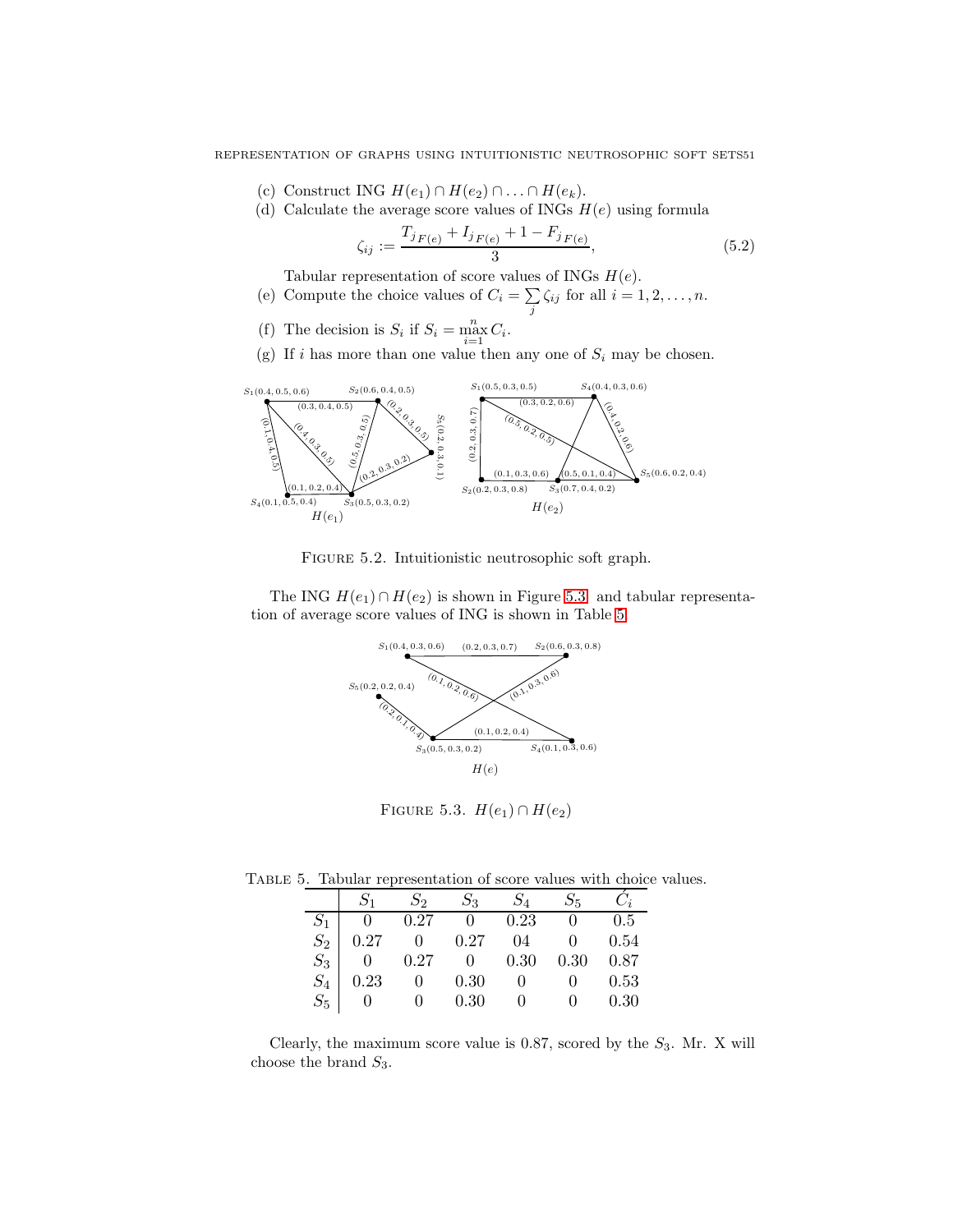(c) Construct ING $H(e_1) \cap H(e_2) \cap \ldots \cap H(e_k)$.

(d) Calculate the average score values of INGs $H(e)$ using formula

$$\zeta_{ij} := \frac{T_{j_{F(e)}} + I_{j_{F(e)}} + 1 - F_{j_{F(e)}}}{3}, \tag{5.2}$$

Tabular representation of score values of INGs $H(e)$.

(e) Compute the choice values of $C_i = \sum_j \zeta_{ij}$ for all $i = 1, 2, \ldots, n$.

(f) The decision is $S_i$ if $S_i = \max_{i=1}^{n} C_i$.

(g) If $i$ has more than one value then any one of $S_i$ may be chosen.

Figure 5.2. Intuitionistic neutrosophic soft graph.

The ING $H(e_1) \cap H(e_2)$ is shown in Figure 5.3, and tabular representation of average score values of ING is shown in Table 5.

Figure 5.3. $H(e_1) \cap H(e_2)$

Table 5. Tabular representation of score values with choice values.

| | $S_1$ | $S_2$ | $S_3$ | $S_4$ | $S_5$ | $\acute{C}_i$ |
|---|---|---|---|---|---|---|
| $S_1$ | 0 | 0.27 | 0 | 0.23 | 0 | 0.5 |
| $S_2$ | 0.27 | 0 | 0.27 | 04 | 0 | 0.54 |
| $S_3$ | 0 | 0.27 | 0 | 0.30 | 0.30 | 0.87 |
| $S_4$ | 0.23 | 0 | 0.30 | 0 | 0 | 0.53 |
| $S_5$ | 0 | 0 | 0.30 | 0 | 0 | 0.30 |

Clearly, the maximum score value is 0.87, scored by the $S_3$. Mr. X will choose the brand $S_3$.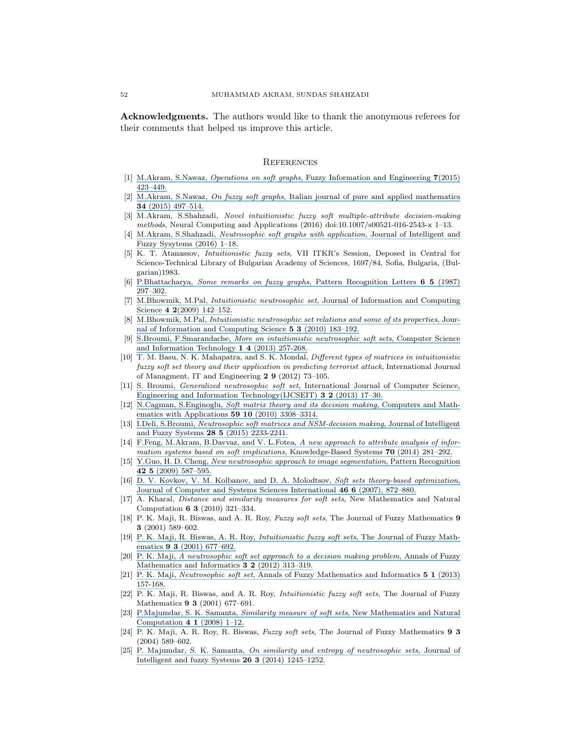**Acknowledgments.** The authors would like to thank the anonymous referees for their comments that helped us improve this article.

## References

[1] M.Akram, S.Nawaz, *Operations on soft graphs*, Fuzzy Information and Engineering **7**(2015) 423–449.

[2] M.Akram, S.Nawaz, *On fuzzy soft graphs*, Italian journal of pure and applied mathematics **34** (2015) 497–514.

[3] M.Akram, S.Shahzadi, *Novel intuitionistic fuzzy soft multiple-attribute decision-making methods*, Neural Computing and Applications (2016) doi:10.1007/s00521-016-2543-x 1–13.

[4] M.Akram, S.Shahzadi, *Neutrosophic soft graphs with application*, Journal of Intelligent and Fuzzy Sysytems (2016) 1–18.

[5] K. T. Atanassov, *Intuitionistic fuzzy sets*, VII ITKR's Session, Deposed in Central for Science-Technical Library of Bulgarian Academy of Sciences, 1697/84, Sofia, Bulgaria, (Bulgarian)1983.

[6] P.Bhattacharya, *Some remarks on fuzzy graphs*, Pattern Recognition Letters **6 5** (1987) 297–302.

[7] M.Bhowmik, M.Pal, *Intuitionistic neutrosophic set*, Journal of Information and Computing Science **4 2**(2009) 142–152.

[8] M.Bhowmik, M.Pal, *Intuitionistic neutrosophic set relations and some of its properties*, Journal of Information and Computing Science **5 3** (2010) 183–192.

[9] S.Broumi, F.Smarandache, *More on intuitionistic neutrosophic soft sets*, Computer Science and Information Technology **1 4** (2013) 257-268.

[10] T. M. Basu, N. K. Mahapatra, and S. K. Mondal, *Different types of matrices in intuitionistic fuzzy soft set theory and their application in predicting terrorist attack*, International Journal of Managment, IT and Engineering **2 9** (2012) 73–105.

[11] S. Broumi, *Generalized neutrosophic soft set*, International Journal of Computer Science, Engineering and Information Technology(IJCSEIT) **3 2** (2013) 17–30.

[12] N.Cagman, S.Enginoglu, *Soft matrix theory and its decision making*, Computers and Mathematics with Applications **59 10** (2010) 3308–3314.

[13] I.Deli, S.Broumi, *Neutrosophic soft matrices and NSM-decision making*, Journal of Intelligent and Fuzzy Systems **28 5** (2015) 2233-2241.

[14] F.Feng, M.Akram, B.Davvaz, and V. L.Fotea, *A new approach to attribute analysis of information systems based on soft implications*, Knowledge-Based Systems **70** (2014) 281–292.

[15] Y.Guo, H. D. Cheng, *New neutrosophic approach to image segmentation*, Pattern Recognition **42 5** (2009) 587–595.

[16] D. V. Kovkov, V. M. Kolbanov, and D. A. Molodtsov, *Soft sets theory-based optimization*, Journal of Computer and Systems Sciences International **46 6** (2007), 872–880.

[17] A. Kharal, *Distance and similarity measures for soft sets*, New Mathematics and Natural Computation **6 3** (2010) 321–334.

[18] P. K. Maji, R. Biswas, and A. R. Roy, *Fuzzy soft sets*, The Journal of Fuzzy Mathematics **9 3** (2001) 589–602.

[19] P. K. Maji, R. Biswas, A. R. Roy, *Intuitionistic fuzzy soft sets*, The Journal of Fuzzy Mathematics **9 3** (2001) 677–692.

[20] P. K. Maji, *A neutrosophic soft set approach to a decision making problem*, Annals of Fuzzy Mathematics and Informatics **3 2** (2012) 313–319.

[21] P. K. Maji, *Neutrosophic soft set*, Annals of Fuzzy Mathematics and Informatics **5 1** (2013) 157-168.

[22] P. K. Maji, R. Biswas, and A. R. Roy, *Intuitionistic fuzzy soft sets*, The Journal of Fuzzy Mathematics **9 3** (2001) 677–691.

[23] P.Majumdar, S. K. Samanta, *Similarity measure of soft sets*, New Mathematics and Natural Computation **4 1** (2008) 1–12.

[24] P. K. Maji, A. R. Roy, R. Biswas, *Fuzzy soft sets*, The Journal of Fuzzy Mathematics **9 3** (2004) 589–602.

[25] P. Majumdar, S. K. Samanta, *On similarity and entropy of neutrosophic sets*, Journal of Intelligent and fuzzy Systems **26 3** (2014) 1245–1252.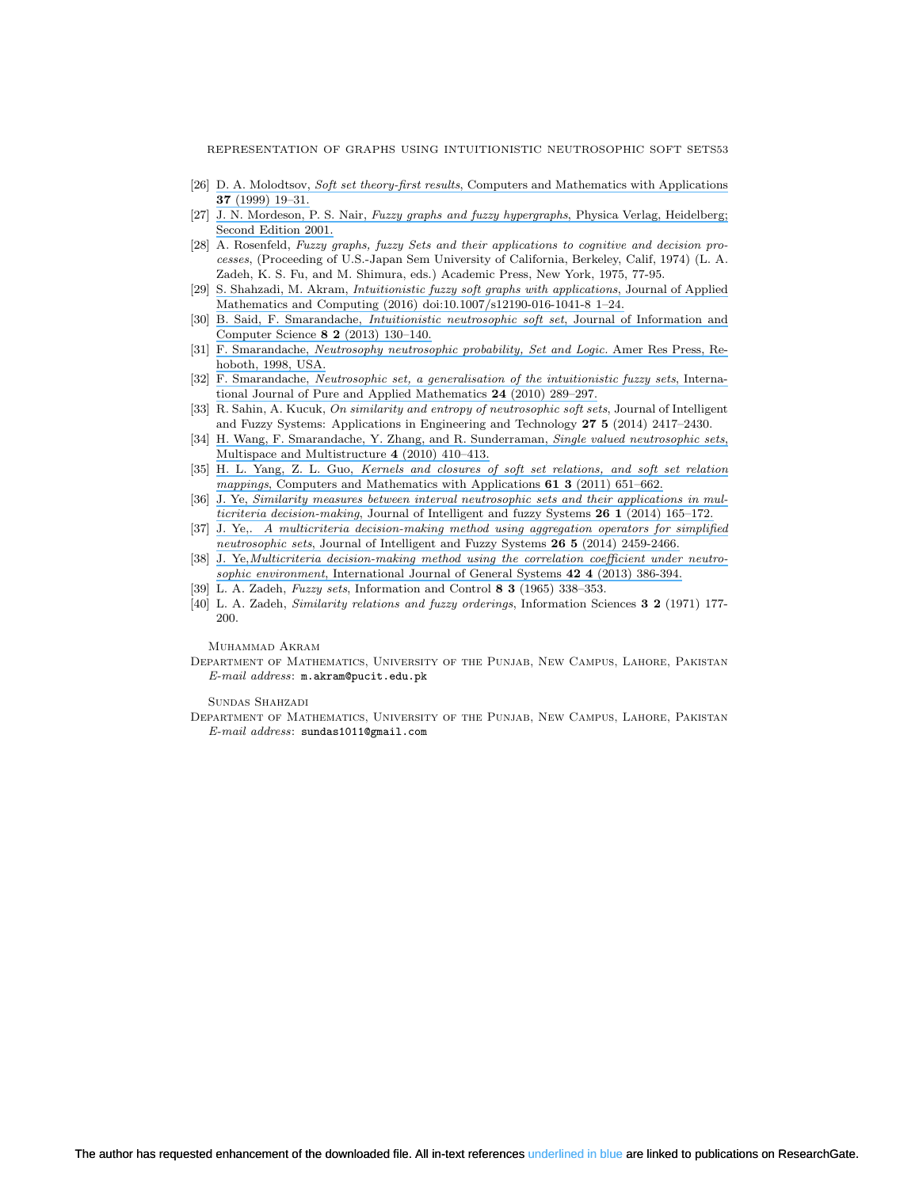[26] D. A. Molodtsov, *Soft set theory-first results*, Computers and Mathematics with Applications **37** (1999) 19–31.

[27] J. N. Mordeson, P. S. Nair, *Fuzzy graphs and fuzzy hypergraphs*, Physica Verlag, Heidelberg; Second Edition 2001.

[28] A. Rosenfeld, *Fuzzy graphs, fuzzy Sets and their applications to cognitive and decision processes*, (Proceeding of U.S.-Japan Sem University of California, Berkeley, Calif, 1974) (L. A. Zadeh, K. S. Fu, and M. Shimura, eds.) Academic Press, New York, 1975, 77-95.

[29] S. Shahzadi, M. Akram, *Intuitionistic fuzzy soft graphs with applications*, Journal of Applied Mathematics and Computing (2016) doi:10.1007/s12190-016-1041-8 1–24.

[30] B. Said, F. Smarandache, *Intuitionistic neutrosophic soft set*, Journal of Information and Computer Science **8 2** (2013) 130–140.

[31] F. Smarandache, *Neutrosophy neutrosophic probability, Set and Logic*. Amer Res Press, Rehoboth, 1998, USA.

[32] F. Smarandache, *Neutrosophic set, a generalisation of the intuitionistic fuzzy sets*, International Journal of Pure and Applied Mathematics **24** (2010) 289–297.

[33] R. Sahin, A. Kucuk, *On similarity and entropy of neutrosophic soft sets*, Journal of Intelligent and Fuzzy Systems: Applications in Engineering and Technology **27 5** (2014) 2417–2430.

[34] H. Wang, F. Smarandache, Y. Zhang, and R. Sunderraman, *Single valued neutrosophic sets*, Multispace and Multistructure **4** (2010) 410–413.

[35] H. L. Yang, Z. L. Guo, *Kernels and closures of soft set relations, and soft set relation mappings*, Computers and Mathematics with Applications **61 3** (2011) 651–662.

[36] J. Ye, *Similarity measures between interval neutrosophic sets and their applications in multicriteria decision-making*, Journal of Intelligent and fuzzy Systems **26 1** (2014) 165–172.

[37] J. Ye,. *A multicriteria decision-making method using aggregation operators for simplified neutrosophic sets*, Journal of Intelligent and Fuzzy Systems **26 5** (2014) 2459-2466.

[38] J. Ye,*Multicriteria decision-making method using the correlation coefficient under neutrosophic environment*, International Journal of General Systems **42 4** (2013) 386-394.

[39] L. A. Zadeh, *Fuzzy sets*, Information and Control **8 3** (1965) 338–353.

[40] L. A. Zadeh, *Similarity relations and fuzzy orderings*, Information Sciences **3 2** (1971) 177-200.

Muhammad Akram

Department of Mathematics, University of the Punjab, New Campus, Lahore, Pakistan
*E-mail address*: `m.akram@pucit.edu.pk`

Sundas Shahzadi

Department of Mathematics, University of the Punjab, New Campus, Lahore, Pakistan
*E-mail address*: `sundas1011@gmail.com`

The author has requested enhancement of the downloaded file. All in-text references underlined in blue are linked to publications on ResearchGate.